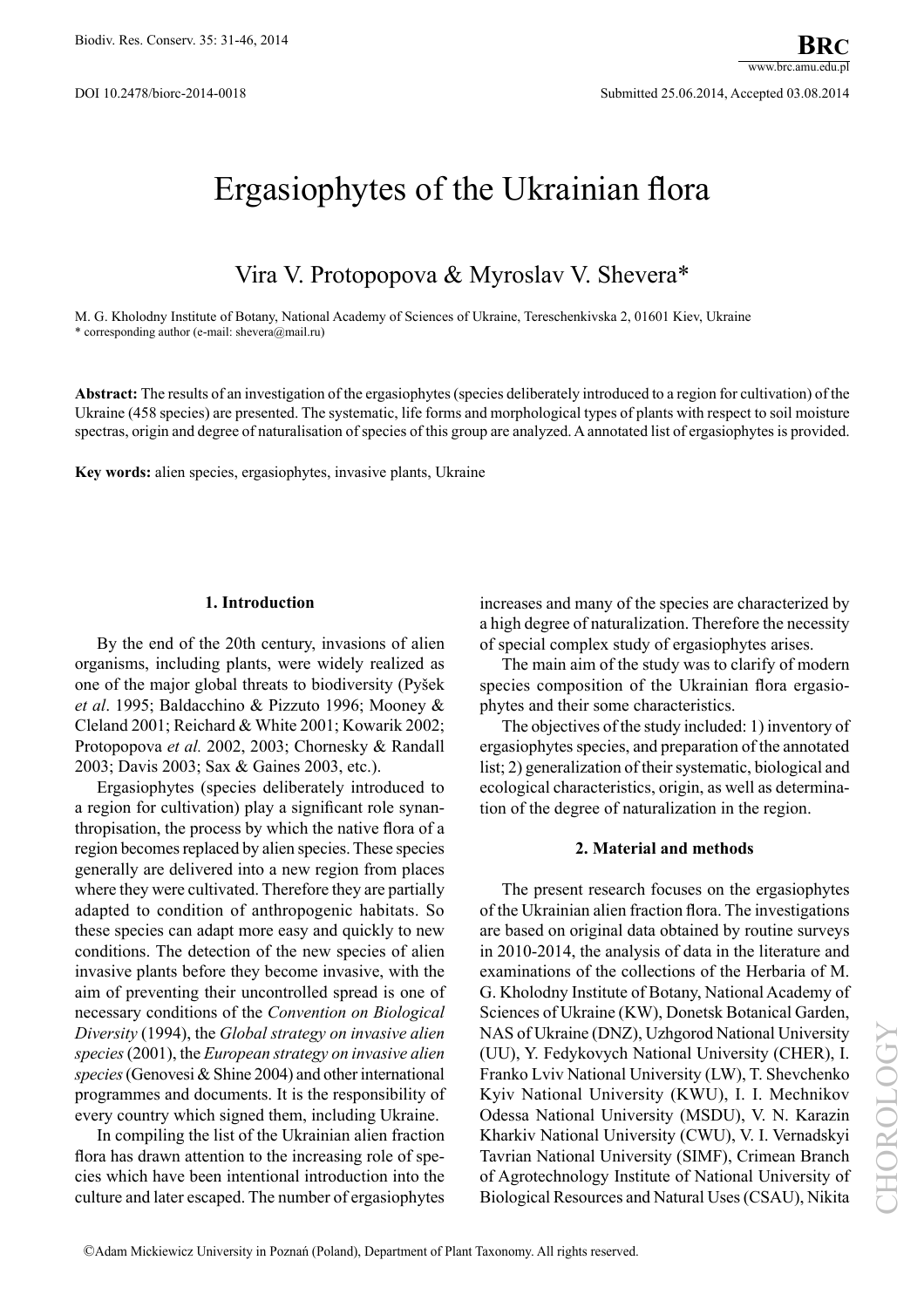DOI 10.2478/biorc-2014-0018

Submitted 25.06.2014, Accepted 03.08.2014

# Ergasiophytes of the Ukrainian flora

Vira V. Protopopova & Myroslav V. Shevera*

M. G. Kholodny Institute of Botany, National Academy of Sciences of Ukraine, Tereschenkivska 2, 01601 Kiev, Ukraine
* corresponding author (e-mail: shevera@mail.ru)

**Abstract:** The results of an investigation of the ergasiophytes (species deliberately introduced to a region for cultivation) of the Ukraine (458 species) are presented. The systematic, life forms and morphological types of plants with respect to soil moisture spectras, origin and degree of naturalisation of species of this group are analyzed. A annotated list of ergasiophytes is provided.

**Key words:** alien species, ergasiophytes, invasive plants, Ukraine

## 1. Introduction

By the end of the 20th century, invasions of alien organisms, including plants, were widely realized as one of the major global threats to biodiversity (Pyšek *et al*. 1995; Baldacchino & Pizzuto 1996; Mooney & Cleland 2001; Reichard & White 2001; Kowarik 2002; Protopopova *et al.* 2002, 2003; Chornesky & Randall 2003; Davis 2003; Sax & Gaines 2003, etc.).

Ergasiophytes (species deliberately introduced to a region for cultivation) play a significant role synanthropisation, the process by which the native flora of a region becomes replaced by alien species. These species generally are delivered into a new region from places where they were cultivated. Therefore they are partially adapted to condition of anthropogenic habitats. So these species can adapt more easy and quickly to new conditions. The detection of the new species of alien invasive plants before they become invasive, with the aim of preventing their uncontrolled spread is one of necessary conditions of the *Convention on Biological Diversity* (1994), the *Global strategy on invasive alien species* (2001), the *European strategy on invasive alien species* (Genovesi & Shine 2004) and other international programmes and documents. It is the responsibility of every country which signed them, including Ukraine.

In compiling the list of the Ukrainian alien fraction flora has drawn attention to the increasing role of species which have been intentional introduction into the culture and later escaped. The number of ergasiophytes increases and many of the species are characterized by a high degree of naturalization. Therefore the necessity of special complex study of ergasiophytes arises.

The main aim of the study was to clarify of modern species composition of the Ukrainian flora ergasiophytes and their some characteristics.

The objectives of the study included: 1) inventory of ergasiophytes species, and preparation of the annotated list; 2) generalization of their systematic, biological and ecological characteristics, origin, as well as determination of the degree of naturalization in the region.

## 2. Material and methods

The present research focuses on the ergasiophytes of the Ukrainian alien fraction flora. The investigations are based on original data obtained by routine surveys in 2010-2014, the analysis of data in the literature and examinations of the collections of the Herbaria of M. G. Kholodny Institute of Botany, National Academy of Sciences of Ukraine (KW), Donetsk Botanical Garden, NAS of Ukraine (DNZ), Uzhgorod National University (UU), Y. Fedykovych National University (CHER), I. Franko Lviv National University (LW), T. Shevchenko Kyiv National University (KWU), I. I. Mechnikov Odessa National University (MSDU), V. N. Karazin Kharkiv National University (CWU), V. I. Vernadskyi Tavrian National University (SIMF), Crimean Branch of Agrotechnology Institute of National University of Biological Resources and Natural Uses (CSAU), Nikita

©Adam Mickiewicz University in Poznań (Poland), Department of Plant Taxonomy. All rights reserved.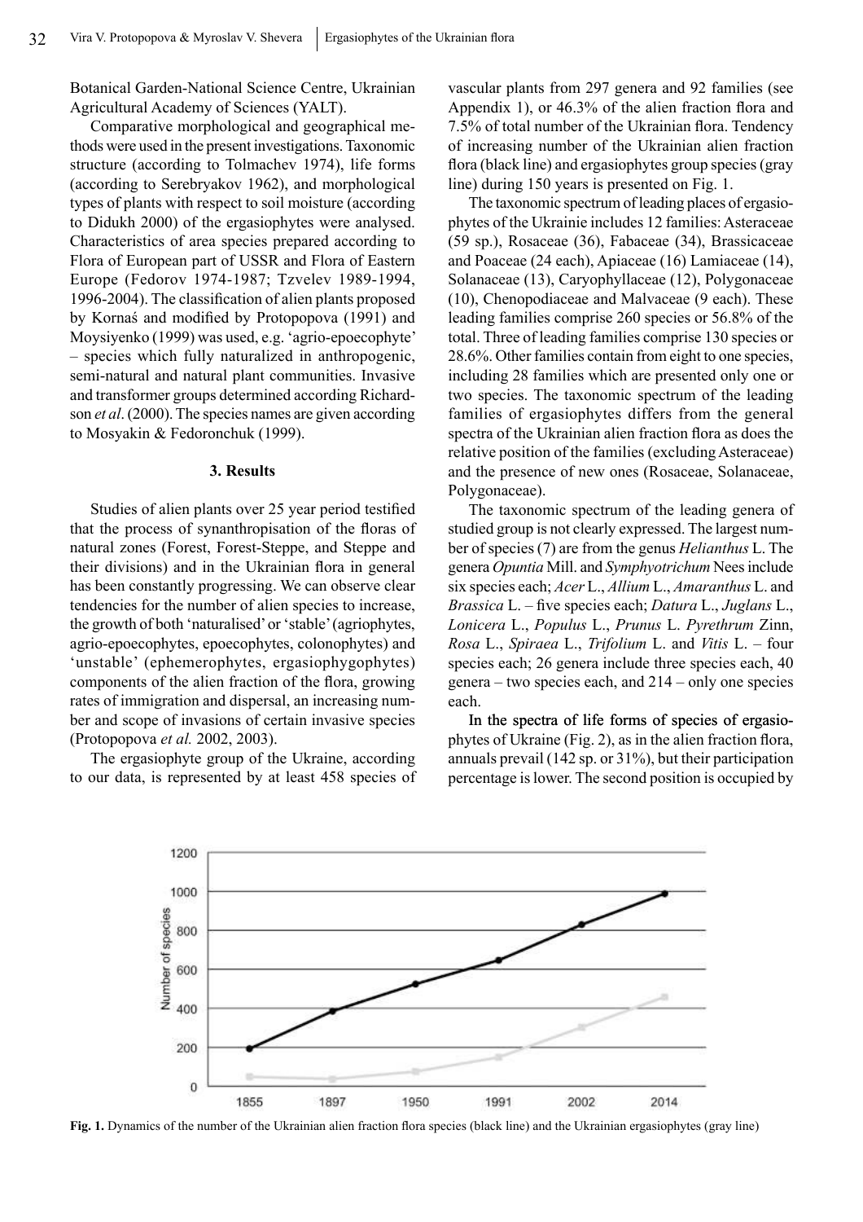Botanical Garden-National Science Centre, Ukrainian Agricultural Academy of Sciences (YALT).

Comparative morphological and geographical methods were used in the present investigations. Taxonomic structure (according to Tolmachev 1974), life forms (according to Serebryakov 1962), and morphological types of plants with respect to soil moisture (according to Didukh 2000) of the ergasiophytes were analysed. Characteristics of area species prepared according to Flora of European part of USSR and Flora of Eastern Europe (Fedorov 1974-1987; Tzvelev 1989-1994, 1996-2004). The classification of alien plants proposed by Kornaś and modified by Protopopova (1991) and Moysiyenko (1999) was used, e.g. 'agrio-epoecophyte' – species which fully naturalized in anthropogenic, semi-natural and natural plant communities. Invasive and transformer groups determined according Richardson *et al*. (2000). The species names are given according to Mosyakin & Fedoronchuk (1999).

## 3. Results

Studies of alien plants over 25 year period testified that the process of synanthropisation of the floras of natural zones (Forest, Forest-Steppe, and Steppe and their divisions) and in the Ukrainian flora in general has been constantly progressing. We can observe clear tendencies for the number of alien species to increase, the growth of both 'naturalised' or 'stable' (agriophytes, agrio-epoecophytes, epoecophytes, colonophytes) and 'unstable' (ephemerophytes, ergasiophygophytes) components of the alien fraction of the flora, growing rates of immigration and dispersal, an increasing number and scope of invasions of certain invasive species (Protopopova *et al.* 2002, 2003).

The ergasiophyte group of the Ukraine, according to our data, is represented by at least 458 species of vascular plants from 297 genera and 92 families (see Appendix 1), or 46.3% of the alien fraction flora and 7.5% of total number of the Ukrainian flora. Tendency of increasing number of the Ukrainian alien fraction flora (black line) and ergasiophytes group species (gray line) during 150 years is presented on Fig. 1.

The taxonomic spectrum of leading places of ergasiophytes of the Ukrainie includes 12 families: Asteraceae (59 sp.), Rosaceae (36), Fabaceae (34), Brassicaceae and Poaceae (24 each), Apiaceae (16) Lamiaceae (14), Solanaceae (13), Caryophyllaceae (12), Polygonaceae (10), Chenopodiaceae and Malvaceae (9 each). These leading families comprise 260 species or 56.8% of the total. Three of leading families comprise 130 species or 28.6%. Other families contain from eight to one species, including 28 families which are presented only one or two species. The taxonomic spectrum of the leading families of ergasiophytes differs from the general spectra of the Ukrainian alien fraction flora as does the relative position of the families (excluding Asteraceae) and the presence of new ones (Rosaceae, Solanaceae, Polygonaceae).

The taxonomic spectrum of the leading genera of studied group is not clearly expressed. The largest number of species (7) are from the genus *Helianthus* L. The genera *Opuntia* Mill. and *Symphyotrichum* Nees include six species each; *Acer* L., *Allium* L., *Amaranthus* L. and *Brassica* L. – five species each; *Datura* L., *Juglans* L., *Lonicera* L., *Populus* L., *Prunus* L. *Pyrethrum* Zinn, *Rosa* L., *Spiraea* L., *Trifolium* L. and *Vitis* L. – four species each; 26 genera include three species each, 40 genera – two species each, and 214 – only one species each.

In the spectra of life forms of species of ergasiophytes of Ukraine (Fig. 2), as in the alien fraction flora, annuals prevail (142 sp. or 31%), but their participation percentage is lower. The second position is occupied by

**Fig. 1.** Dynamics of the number of the Ukrainian alien fraction flora species (black line) and the Ukrainian ergasiophytes (gray line)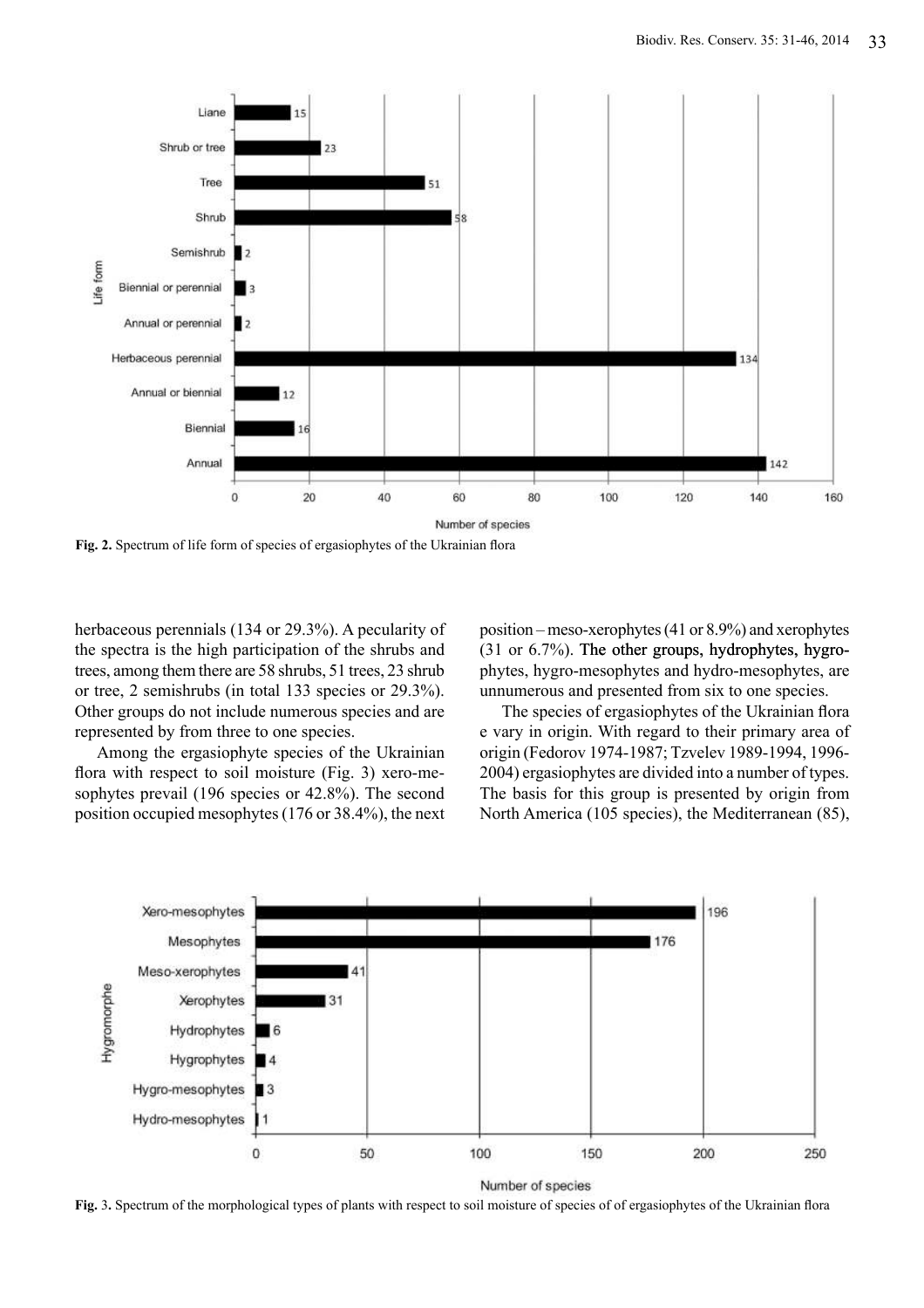**Fig. 2.** Spectrum of life form of species of ergasiophytes of the Ukrainian flora

herbaceous perennials (134 or 29.3%). A pecularity of the spectra is the high participation of the shrubs and trees, among them there are 58 shrubs, 51 trees, 23 shrub or tree, 2 semishrubs (in total 133 species or 29.3%). Other groups do not include numerous species and are represented by from three to one species.

Among the ergasiophyte species of the Ukrainian flora with respect to soil moisture (Fig. 3) xero-mesophytes prevail (196 species or 42.8%). The second position occupied mesophytes (176 or 38.4%), the next position – meso-xerophytes (41 or 8.9%) and xerophytes (31 or 6.7%). The other groups, hydrophytes, hygrophytes, hygro-mesophytes and hydro-mesophytes, are unnumerous and presented from six to one species.

The species of ergasiophytes of the Ukrainian flora e vary in origin. With regard to their primary area of origin (Fedorov 1974-1987; Tzvelev 1989-1994, 1996-2004) ergasiophytes are divided into a number of types. The basis for this group is presented by origin from North America (105 species), the Mediterranean (85),

**Fig.** 3**.** Spectrum of the morphological types of plants with respect to soil moisture of species of of ergasiophytes of the Ukrainian flora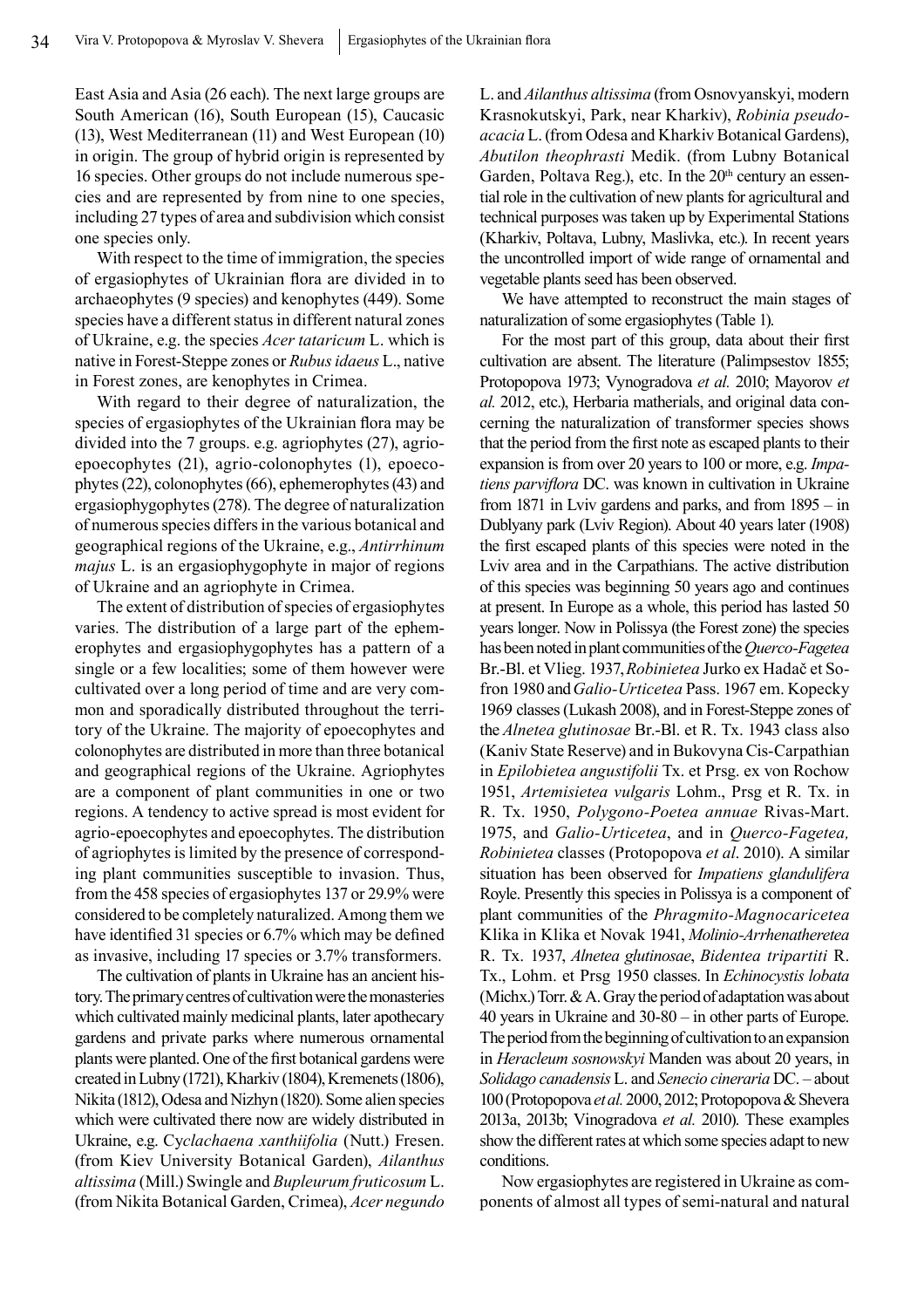East Asia and Asia (26 each). The next large groups are South American (16), South European (15), Caucasic (13), West Mediterranean (11) and West European (10) in origin. The group of hybrid origin is represented by 16 species. Other groups do not include numerous species and are represented by from nine to one species, including 27 types of area and subdivision which consist one species only.

With respect to the time of immigration, the species of ergasiophytes of Ukrainian flora are divided in to archaeophytes (9 species) and kenophytes (449). Some species have a different status in different natural zones of Ukraine, e.g. the species *Acer tataricum* L. which is native in Forest-Steppe zones or *Rubus idaeus* L., native in Forest zones, are kenophytes in Crimea.

With regard to their degree of naturalization, the species of ergasiophytes of the Ukrainian flora may be divided into the 7 groups. e.g. agriophytes (27), agrioepoecophytes (21), agrio-colonophytes (1), epoecophytes (22), colonophytes (66), ephemerophytes (43) and ergasiophygophytes (278). The degree of naturalization of numerous species differs in the various botanical and geographical regions of the Ukraine, e.g., *Antirrhinum majus* L. is an ergasiophygophyte in major of regions of Ukraine and an agriophyte in Crimea.

The extent of distribution of species of ergasiophytes varies. The distribution of a large part of the ephemerophytes and ergasiophygophytes has a pattern of a single or a few localities; some of them however were cultivated over a long period of time and are very common and sporadically distributed throughout the territory of the Ukraine. The majority of epoecophytes and colonophytes are distributed in more than three botanical and geographical regions of the Ukraine. Agriophytes are a component of plant communities in one or two regions. A tendency to active spread is most evident for agrio-epoecophytes and epoecophytes. The distribution of agriophytes is limited by the presence of corresponding plant communities susceptible to invasion. Thus, from the 458 species of ergasiophytes 137 or 29.9% were considered to be completely naturalized. Among them we have identified 31 species or 6.7% which may be defined as invasive, including 17 species or 3.7% transformers.

The cultivation of plants in Ukraine has an ancient history. The primary centres of cultivation were the monasteries which cultivated mainly medicinal plants, later apothecary gardens and private parks where numerous ornamental plants were planted. One of the first botanical gardens were created in Lubny (1721), Kharkiv (1804), Kremenets (1806), Nikita (1812), Odesa and Nizhyn (1820). Some alien species which were cultivated there now are widely distributed in Ukraine, e.g. *Cyclachaena xanthiifolia* (Nutt.) Fresen. (from Kiev University Botanical Garden), *Ailanthus altissima* (Mill.) Swingle and *Bupleurum fruticosum* L. (from Nikita Botanical Garden, Crimea), *Acer negundo* L. and *Ailanthus altissima* (from Osnovyanskyi, modern Krasnokutskyi, Park, near Kharkiv), *Robinia pseudoacacia* L. (from Odesa and Kharkiv Botanical Gardens), *Abutilon theophrasti* Medik. (from Lubny Botanical Garden, Poltava Reg.), etc. In the 20th century an essential role in the cultivation of new plants for agricultural and technical purposes was taken up by Experimental Stations (Kharkiv, Poltava, Lubny, Maslivka, etc.). In recent years the uncontrolled import of wide range of ornamental and vegetable plants seed has been observed.

We have attempted to reconstruct the main stages of naturalization of some ergasiophytes (Table 1).

For the most part of this group, data about their first cultivation are absent. The literature (Palimpsestov 1855; Protopopova 1973; Vynogradova *et al.* 2010; Mayorov *et al.* 2012, etc.), Herbaria matherials, and original data concerning the naturalization of transformer species shows that the period from the first note as escaped plants to their expansion is from over 20 years to 100 or more, e.g. *Impatiens parviflora* DC. was known in cultivation in Ukraine from 1871 in Lviv gardens and parks, and from 1895 – in Dublyany park (Lviv Region). About 40 years later (1908) the first escaped plants of this species were noted in the Lviv area and in the Carpathians. The active distribution of this species was beginning 50 years ago and continues at present. In Europe as a whole, this period has lasted 50 years longer. Now in Polissya (the Forest zone) the species has been noted in plant communities of the *Querco-Fagetea* Br.-Bl. et Vlieg. 1937, *Robinietea* Jurko ex Hadač et Sofron 1980 and *Galio-Urticetea* Pass. 1967 em. Kopecky 1969 classes (Lukash 2008), and in Forest-Steppe zones of the *Alnetea glutinosae* Br.-Bl. et R. Tx. 1943 class also (Kaniv State Reserve) and in Bukovyna Cis-Carpathian in *Epilobietea angustifolii* Tx. et Prsg. ex von Rochow 1951, *Artemisietea vulgaris* Lohm., Prsg et R. Tx. in R. Tx. 1950, *Polygono-Poetea annuae* Rivas-Mart. 1975, and *Galio-Urticetea*, and in *Querco-Fagetea, Robinietea* classes (Protopopova *et al*. 2010). A similar situation has been observed for *Impatiens glandulifera* Royle. Presently this species in Polissya is a component of plant communities of the *Phragmito-Magnocaricetea* Klika in Klika et Novak 1941, *Molinio-Arrhenatheretea* R. Tx. 1937, *Alnetea glutinosae*, *Bidentea tripartiti* R. Tx., Lohm. et Prsg 1950 classes. In *Echinocystis lobata* (Michx.) Torr. & A. Gray the period of adaptation was about 40 years in Ukraine and 30-80 – in other parts of Europe. The period from the beginning of cultivation to an expansion in *Heracleum sosnowskyi* Manden was about 20 years, in *Solidago canadensis* L. and *Senecio cineraria* DC. – about 100 (Protopopova *et al.* 2000, 2012; Protopopova & Shevera 2013a, 2013b; Vinogradova *et al.* 2010). These examples show the different rates at which some species adapt to new conditions.

Now ergasiophytes are registered in Ukraine as components of almost all types of semi-natural and natural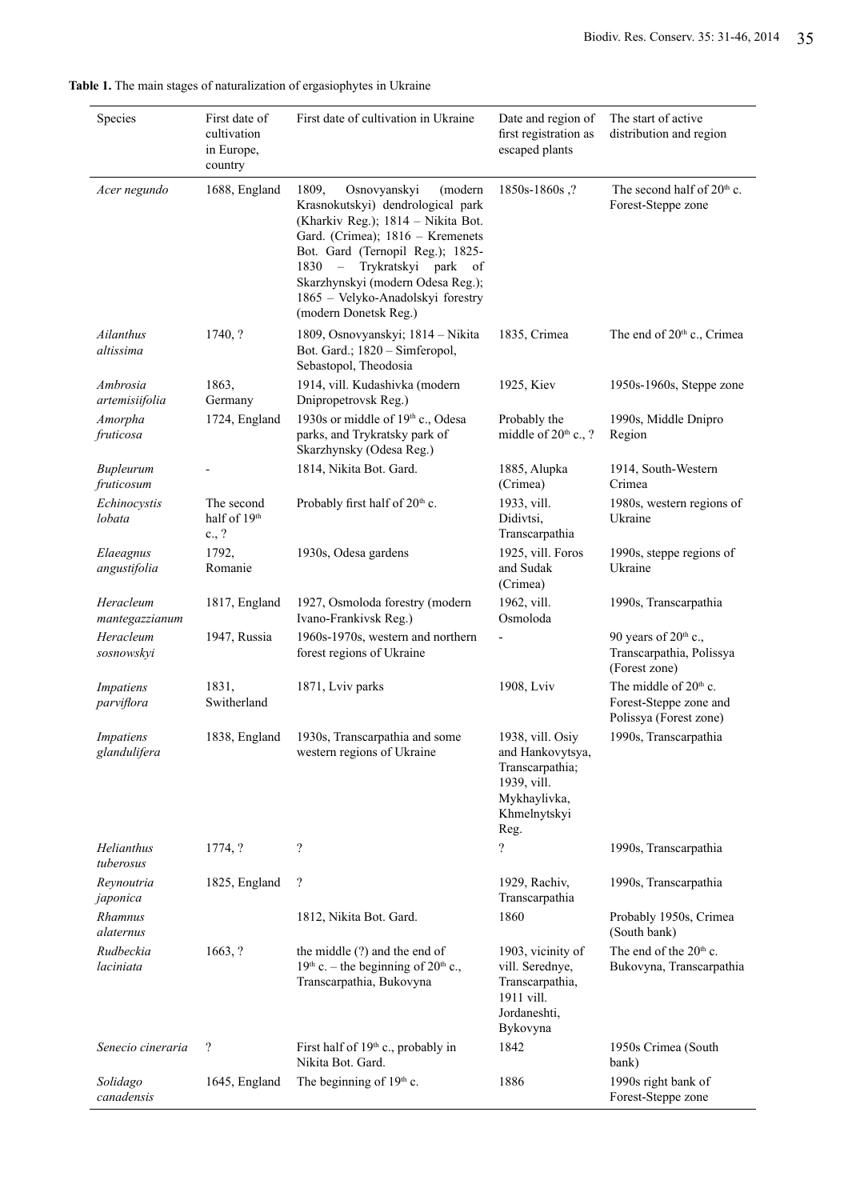**Table 1.** The main stages of naturalization of ergasiophytes in Ukraine

| Species | First date of cultivation in Europe, country | First date of cultivation in Ukraine | Date and region of first registration as escaped plants | The start of active distribution and region |
|---|---|---|---|---|
| *Acer negundo* | 1688, England | 1809, Osnovyanskyi (modern Krasnokutskyi) dendrological park (Kharkiv Reg.); 1814 – Nikita Bot. Gard. (Crimea); 1816 – Kremenets Bot. Gard (Ternopil Reg.); 1825-1830 – Trykratskyi park of Skarzhynskyi (modern Odesa Reg.); 1865 – Velyko-Anadolskyi forestry (modern Donetsk Reg.) | 1850s-1860s ,? | The second half of 20th c. Forest-Steppe zone |
| *Ailanthus altissima* | 1740, ? | 1809, Osnovyanskyi; 1814 – Nikita Bot. Gard.; 1820 – Simferopol, Sebastopol, Theodosia | 1835, Crimea | The end of 20th c., Crimea |
| *Ambrosia artemisiifolia* | 1863, Germany | 1914, vill. Kudashivka (modern Dnipropetrovsk Reg.) | 1925, Kiev | 1950s-1960s, Steppe zone |
| *Amorpha fruticosa* | 1724, England | 1930s or middle of 19th c., Odesa parks, and Trykratsky park of Skarzhynsky (Odesa Reg.) | Probably the middle of 20th c., ? | 1990s, Middle Dnipro Region |
| *Bupleurum fruticosum* | - | 1814, Nikita Bot. Gard. | 1885, Alupka (Crimea) | 1914, South-Western Crimea |
| *Echinocystis lobata* | The second half of 19th c., ? | Probably first half of 20th c. | 1933, vill. Didivtsi, Transcarpathia | 1980s, western regions of Ukraine |
| *Elaeagnus angustifolia* | 1792, Romanie | 1930s, Odesa gardens | 1925, vill. Foros and Sudak (Crimea) | 1990s, steppe regions of Ukraine |
| *Heracleum mantegazzianum* | 1817, England | 1927, Osmoloda forestry (modern Ivano-Frankivsk Reg.) | 1962, vill. Osmoloda | 1990s, Transcarpathia |
| *Heracleum sosnowskyi* | 1947, Russia | 1960s-1970s, western and northern forest regions of Ukraine | - | 90 years of 20th c., Transcarpathia, Polissya (Forest zone) |
| *Impatiens parviflora* | 1831, Switherland | 1871, Lviv parks | 1908, Lviv | The middle of 20th c. Forest-Steppe zone and Polissya (Forest zone) |
| *Impatiens glandulifera* | 1838, England | 1930s, Transcarpathia and some western regions of Ukraine | 1938, vill. Osiy and Hankovytsya, Transcarpathia; 1939, vill. Mykhaylivka, Khmelnytskyi Reg. | 1990s, Transcarpathia |
| *Helianthus tuberosus* | 1774, ? | ? | ? | 1990s, Transcarpathia |
| *Reynoutria japonica* | 1825, England | ? | 1929, Rachiv, Transcarpathia | 1990s, Transcarpathia |
| *Rhamnus alaternus* | | 1812, Nikita Bot. Gard. | 1860 | Probably 1950s, Crimea (South bank) |
| *Rudbeckia laciniata* | 1663, ? | the middle (?) and the end of 19th c. – the beginning of 20th c., Transcarpathia, Bukovyna | 1903, vicinity of vill. Serednye, Transcarpathia, 1911 vill. Jordaneshti, Bykovyna | The end of the 20th c. Bukovyna, Transcarpathia |
| *Senecio cineraria* | ? | First half of 19th c., probably in Nikita Bot. Gard. | 1842 | 1950s Crimea (South bank) |
| *Solidago canadensis* | 1645, England | The beginning of 19th c. | 1886 | 1990s right bank of Forest-Steppe zone |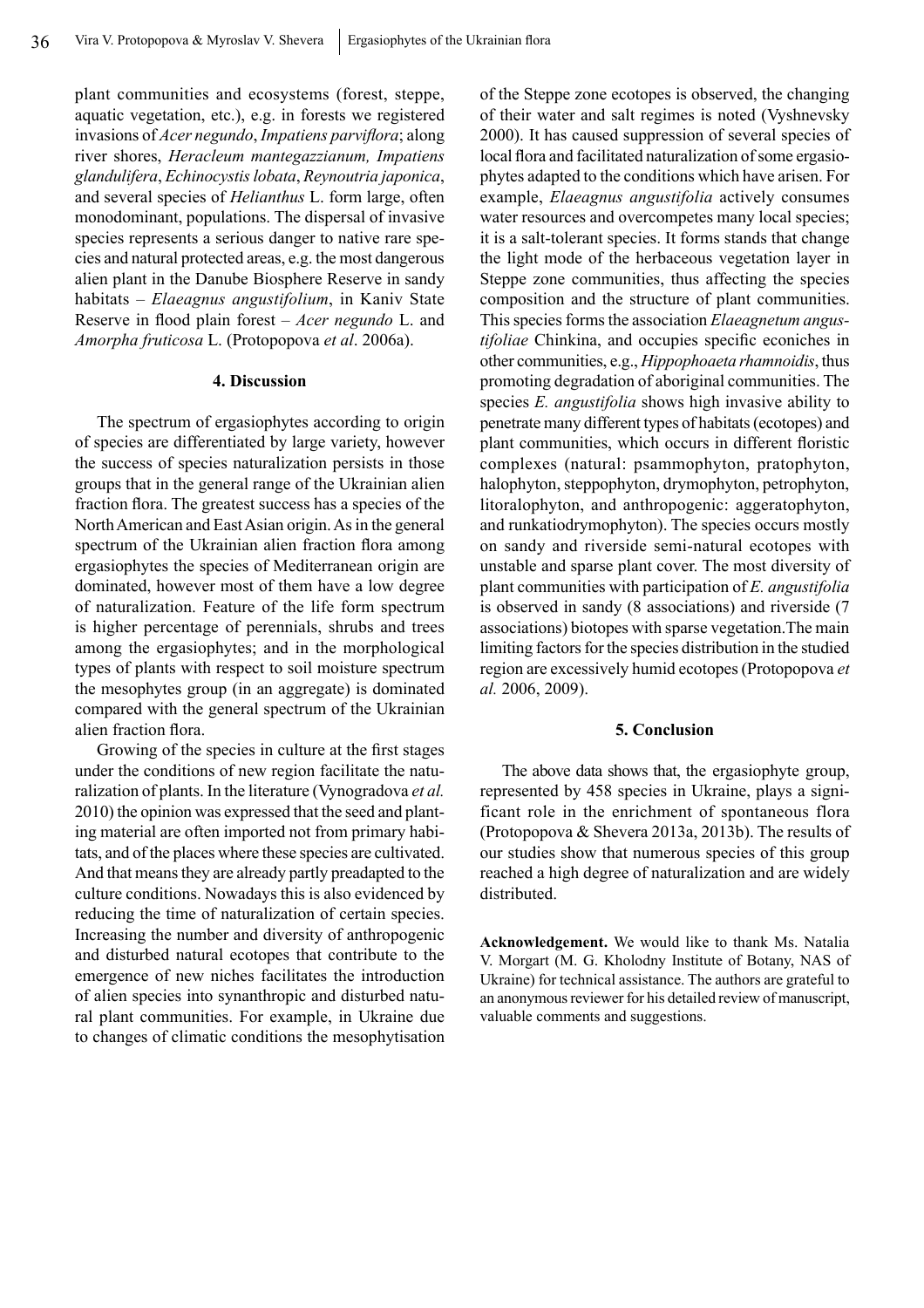plant communities and ecosystems (forest, steppe, aquatic vegetation, etc.), e.g. in forests we registered invasions of *Acer negundo*, *Impatiens parviflora*; along river shores, *Heracleum mantegazzianum, Impatiens glandulifera*, *Echinocystis lobata*, *Reynoutria japonica*, and several species of *Helianthus* L. form large, often monodominant, populations. The dispersal of invasive species represents a serious danger to native rare species and natural protected areas, e.g. the most dangerous alien plant in the Danube Biosphere Reserve in sandy habitats – *Elaeagnus angustifolium*, in Kaniv State Reserve in flood plain forest – *Acer negundo* L. and *Amorpha fruticosa* L. (Protopopova *et al*. 2006a).

## 4. Discussion

The spectrum of ergasiophytes according to origin of species are differentiated by large variety, however the success of species naturalization persists in those groups that in the general range of the Ukrainian alien fraction flora. The greatest success has a species of the North American and East Asian origin. As in the general spectrum of the Ukrainian alien fraction flora among ergasiophytes the species of Mediterranean origin are dominated, however most of them have a low degree of naturalization. Feature of the life form spectrum is higher percentage of perennials, shrubs and trees among the ergasiophytes; and in the morphological types of plants with respect to soil moisture spectrum the mesophytes group (in an aggregate) is dominated compared with the general spectrum of the Ukrainian alien fraction flora.

Growing of the species in culture at the first stages under the conditions of new region facilitate the naturalization of plants. In the literature (Vynogradova *et al.* 2010) the opinion was expressed that the seed and planting material are often imported not from primary habitats, and of the places where these species are cultivated. And that means they are already partly preadapted to the culture conditions. Nowadays this is also evidenced by reducing the time of naturalization of certain species. Increasing the number and diversity of anthropogenic and disturbed natural ecotopes that contribute to the emergence of new niches facilitates the introduction of alien species into synanthropic and disturbed natural plant communities. For example, in Ukraine due to changes of climatic conditions the mesophytisation of the Steppe zone ecotopes is observed, the changing of their water and salt regimes is noted (Vyshnevsky 2000). It has caused suppression of several species of local flora and facilitated naturalization of some ergasiophytes adapted to the conditions which have arisen. For example, *Elaeagnus angustifolia* actively consumes water resources and overcompetes many local species; it is a salt-tolerant species. It forms stands that change the light mode of the herbaceous vegetation layer in Steppe zone communities, thus affecting the species composition and the structure of plant communities. This species forms the association *Elaeagnetum angustifoliae* Chinkina, and occupies specific econiches in other communities, e.g., *Hippophoaeta rhamnoidis*, thus promoting degradation of aboriginal communities. The species *E. angustifolia* shows high invasive ability to penetrate many different types of habitats (ecotopes) and plant communities, which occurs in different floristic complexes (natural: psammophyton, pratophyton, halophyton, steppophyton, drymophyton, petrophyton, litoralophyton, and anthropogenic: aggeratophyton, and runkatiodrymophyton). The species occurs mostly on sandy and riverside semi-natural ecotopes with unstable and sparse plant cover. The most diversity of plant communities with participation of *E. angustifolia* is observed in sandy (8 associations) and riverside (7 associations) biotopes with sparse vegetation.The main limiting factors for the species distribution in the studied region are excessively humid ecotopes (Protopopova *et al.* 2006, 2009).

## 5. Conclusion

The above data shows that, the ergasiophyte group, represented by 458 species in Ukraine, plays a significant role in the enrichment of spontaneous flora (Protopopova & Shevera 2013a, 2013b). The results of our studies show that numerous species of this group reached a high degree of naturalization and are widely distributed.

**Acknowledgement.** We would like to thank Ms. Natalia V. Morgart (M. G. Kholodny Institute of Botany, NAS of Ukraine) for technical assistance. The authors are grateful to an anonymous reviewer for his detailed review of manuscript, valuable comments and suggestions.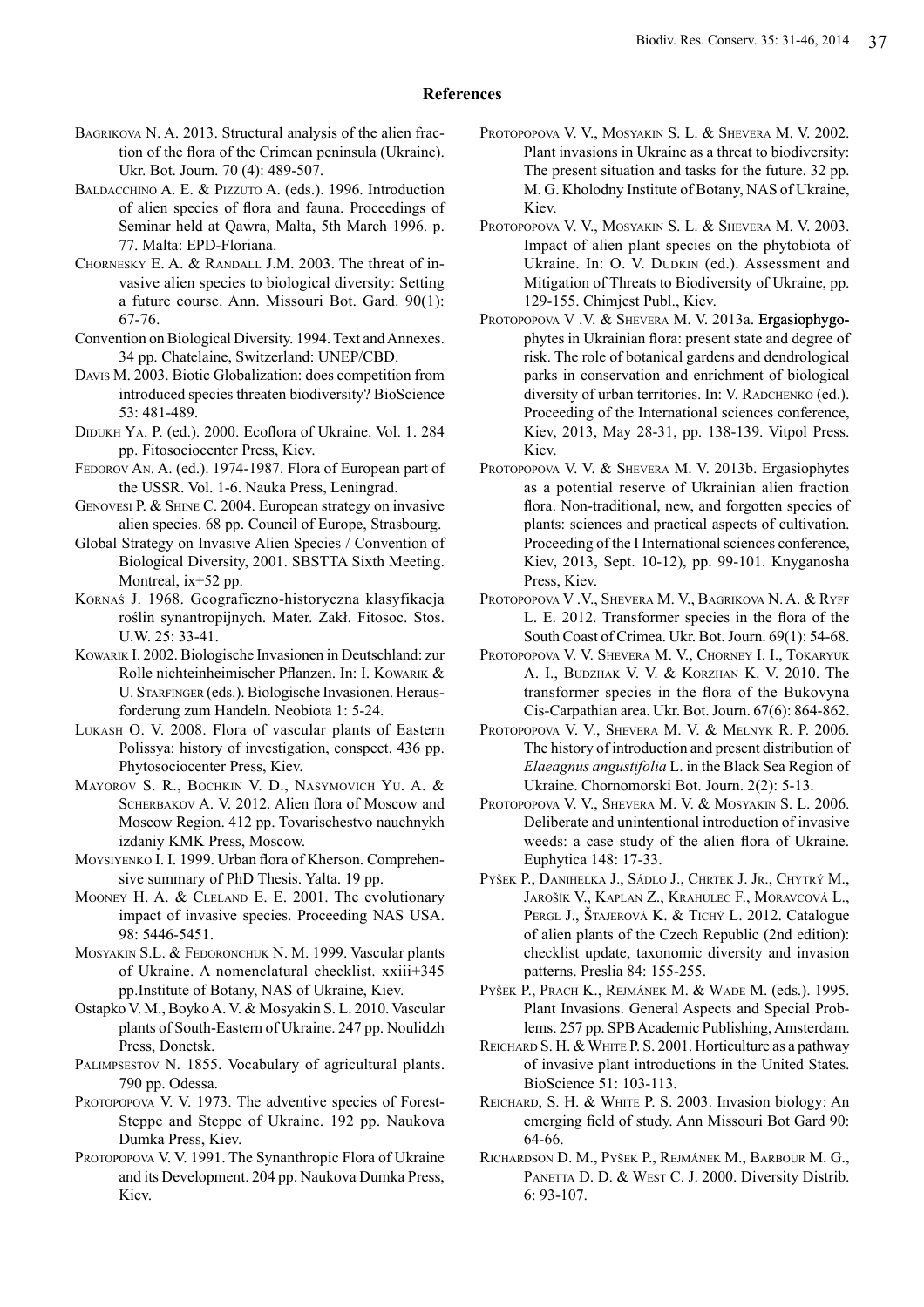## References

BAGRIKOVA N. A. 2013. Structural analysis of the alien fraction of the flora of the Crimean peninsula (Ukraine). Ukr. Bot. Journ. 70 (4): 489-507.

BALDACCHINO A. E. & PIZZUTO A. (eds.). 1996. Introduction of alien species of flora and fauna. Proceedings of Seminar held at Qawra, Malta, 5th March 1996. p. 77. Malta: EPD-Floriana.

CHORNESKY E. A. & RANDALL J.M. 2003. The threat of invasive alien species to biological diversity: Setting a future course. Ann. Missouri Bot. Gard. 90(1): 67-76.

Convention on Biological Diversity. 1994. Text and Annexes. 34 pp. Chatelaine, Switzerland: UNEP/CBD.

DAVIS M. 2003. Biotic Globalization: does competition from introduced species threaten biodiversity? BioScience 53: 481-489.

DIDUKH YA. P. (ed.). 2000. Ecoflora of Ukraine. Vol. 1. 284 pp. Fitosociocenter Press, Kiev.

FEDOROV AN. A. (ed.). 1974-1987. Flora of European part of the USSR. Vol. 1-6. Nauka Press, Leningrad.

GENOVESI P. & SHINE C. 2004. European strategy on invasive alien species. 68 pp. Council of Europe, Strasbourg.

Global Strategy on Invasive Alien Species / Convention of Biological Diversity, 2001. SBSTTA Sixth Meeting. Montreal, ix+52 pp.

KORNAŚ J. 1968. Geograficzno-historyczna klasyfikacja roślin synantropijnych. Mater. Zakł. Fitosoc. Stos. U.W. 25: 33-41.

KOWARIK I. 2002. Biologische Invasionen in Deutschland: zur Rolle nichteinheimischer Pflanzen. In: I. KOWARIK & U. STARFINGER (eds.). Biologische Invasionen. Herausforderung zum Handeln. Neobiota 1: 5-24.

LUKASH O. V. 2008. Flora of vascular plants of Eastern Polissya: history of investigation, conspect. 436 pp. Phytosociocenter Press, Kiev.

MAYOROV S. R., BOCHKIN V. D., NASYMOVICH YU. A. & SCHERBAKOV A. V. 2012. Alien flora of Moscow and Moscow Region. 412 pp. Tovarischestvo nauchnykh izdaniy KMK Press, Moscow.

MOYSIYENKO I. I. 1999. Urban flora of Kherson. Comprehensive summary of PhD Thesis. Yalta. 19 pp.

MOONEY H. A. & CLELAND E. E. 2001. The evolutionary impact of invasive species. Proceeding NAS USA. 98: 5446-5451.

MOSYAKIN S.L. & FEDORONCHUK N. M. 1999. Vascular plants of Ukraine. A nomenclatural checklist. xxiii+345 pp.Institute of Botany, NAS of Ukraine, Kiev.

Ostapko V. M., Boyko A. V. & Mosyakin S. L. 2010. Vascular plants of South-Eastern of Ukraine. 247 pp. Noulidzh Press, Donetsk.

PALIMPSESTOV N. 1855. Vocabulary of agricultural plants. 790 pp. Odessa.

PROTOPOPOVA V. V. 1973. The adventive species of Forest-Steppe and Steppe of Ukraine. 192 pp. Naukova Dumka Press, Kiev.

PROTOPOPOVA V. V. 1991. The Synanthropic Flora of Ukraine and its Development. 204 pp. Naukova Dumka Press, Kiev.

PROTOPOPOVA V. V., MOSYAKIN S. L. & SHEVERA M. V. 2002. Plant invasions in Ukraine as a threat to biodiversity: The present situation and tasks for the future. 32 pp. M. G. Kholodny Institute of Botany, NAS of Ukraine, Kiev.

PROTOPOPOVA V. V., MOSYAKIN S. L. & SHEVERA M. V. 2003. Impact of alien plant species on the phytobiota of Ukraine. In: O. V. DUDKIN (ed.). Assessment and Mitigation of Threats to Biodiversity of Ukraine, pp. 129-155. Chimjest Publ., Kiev.

PROTOPOPOVA V .V. & SHEVERA M. V. 2013a. Ergasiophygophytes in Ukrainian flora: present state and degree of risk. The role of botanical gardens and dendrological parks in conservation and enrichment of biological diversity of urban territories. In: V. RADCHENKO (ed.). Proceeding of the International sciences conference, Kiev, 2013, May 28-31, pp. 138-139. Vitpol Press. Kiev.

PROTOPOPOVA V. V. & SHEVERA M. V. 2013b. Ergasiophytes as a potential reserve of Ukrainian alien fraction flora. Non-traditional, new, and forgotten species of plants: sciences and practical aspects of cultivation. Proceeding of the I International sciences conference, Kiev, 2013, Sept. 10-12), pp. 99-101. Knyganosha Press, Kiev.

PROTOPOPOVA V .V., SHEVERA M. V., BAGRIKOVA N. A. & RYFF L. E. 2012. Transformer species in the flora of the South Coast of Crimea. Ukr. Bot. Journ. 69(1): 54-68.

PROTOPOPOVA V. V. SHEVERA M. V., CHORNEY I. I., TOKARYUK A. I., BUDZHAK V. V. & KORZHAN K. V. 2010. The transformer species in the flora of the Bukovyna Cis-Carpathian area. Ukr. Bot. Journ. 67(6): 864-862.

PROTOPOPOVA V. V., SHEVERA M. V. & MELNYK R. P. 2006. The history of introduction and present distribution of *Elaeagnus angustifolia* L. in the Black Sea Region of Ukraine. Chornomorski Bot. Journ. 2(2): 5-13.

PROTOPOPOVA V. V., SHEVERA M. V. & MOSYAKIN S. L. 2006. Deliberate and unintentional introduction of invasive weeds: a case study of the alien flora of Ukraine. Euphytica 148: 17-33.

PYŠEK P., DANIHELKA J., SÁDLO J., CHRTEK J. JR., CHYTRÝ M., JAROŠÍK V., KAPLAN Z., KRAHULEC F., MORAVCOVÁ L., PERGL J., ŠTAJEROVÁ K. & TICHÝ L. 2012. Catalogue of alien plants of the Czech Republic (2nd edition): checklist update, taxonomic diversity and invasion patterns. Preslia 84: 155-255.

PYŠEK P., PRACH K., REJMÁNEK M. & WADE M. (eds.). 1995. Plant Invasions. General Aspects and Special Problems. 257 pp. SPB Academic Publishing, Amsterdam.

REICHARD S. H. & WHITE P. S. 2001. Horticulture as a pathway of invasive plant introductions in the United States. BioScience 51: 103-113.

REICHARD, S. H. & WHITE P. S. 2003. Invasion biology: An emerging field of study. Ann Missouri Bot Gard 90: 64-66.

RICHARDSON D. M., PYŠEK P., REJMÁNEK M., BARBOUR M. G., PANETTA D. D. & WEST C. J. 2000. Diversity Distrib. 6: 93-107.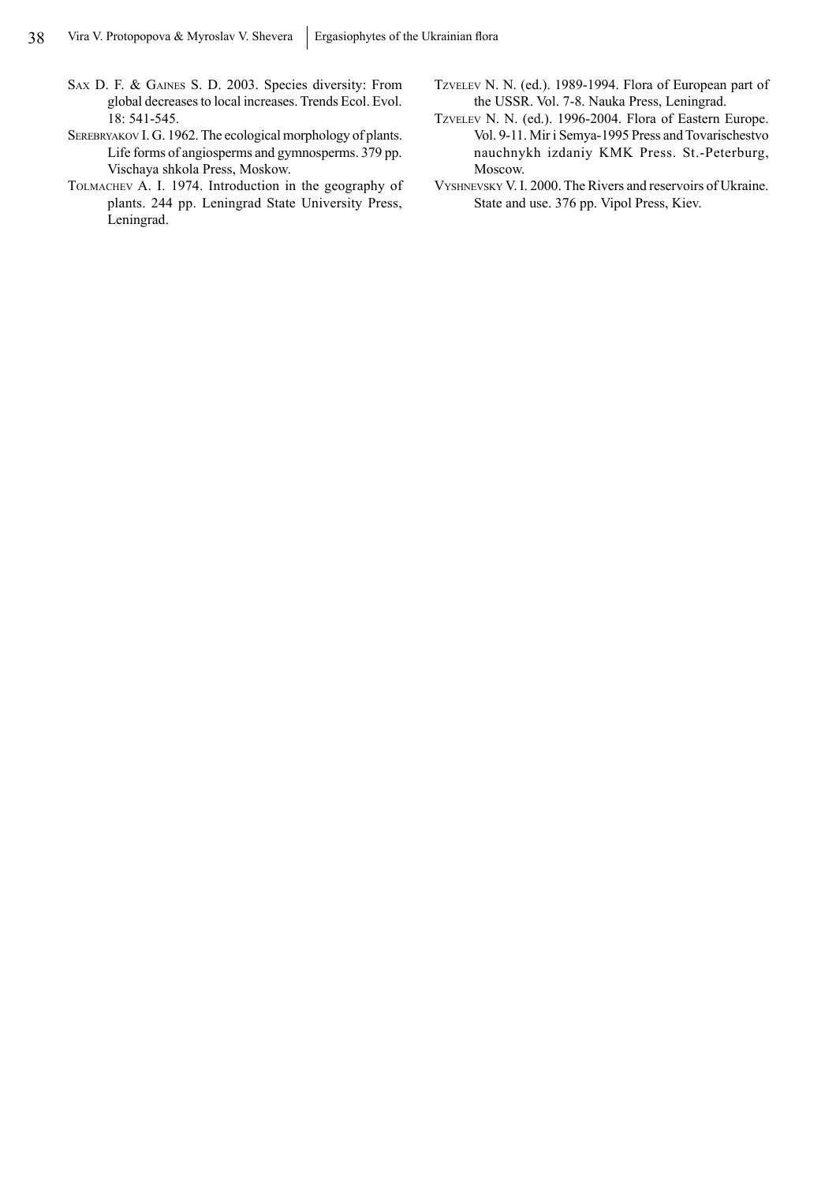Sax D. F. & Gaines S. D. 2003. Species diversity: From global decreases to local increases. Trends Ecol. Evol. 18: 541-545.

Serebryakov I. G. 1962. The ecological morphology of plants. Life forms of angiosperms and gymnosperms. 379 pp. Vischaya shkola Press, Moskow.

Tolmachev A. I. 1974. Introduction in the geography of plants. 244 pp. Leningrad State University Press, Leningrad.

Tzvelev N. N. (ed.). 1989-1994. Flora of European part of the USSR. Vol. 7-8. Nauka Press, Leningrad.

Tzvelev N. N. (ed.). 1996-2004. Flora of Eastern Europe. Vol. 9-11. Mir i Semya-1995 Press and Tovarischestvo nauchnykh izdaniy KMK Press. St.-Peterburg, Moscow.

Vyshnevsky V. I. 2000. The Rivers and reservoirs of Ukraine. State and use. 376 pp. Vipol Press, Kiev.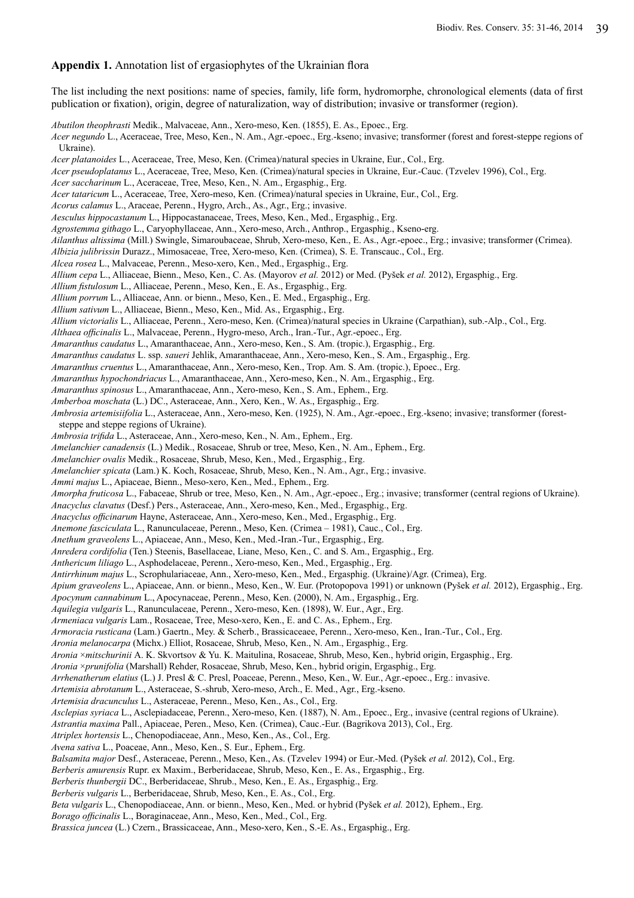**Appendix 1.** Annotation list of ergasiophytes of the Ukrainian flora

The list including the next positions: name of species, family, life form, hydromorphe, chronological elements (data of first publication or fixation), origin, degree of naturalization, way of distribution; invasive or transformer (region).

*Abutilon theophrasti* Medik., Malvaceae, Ann., Xero-meso, Ken. (1855), E. As., Epoec., Erg.

*Acer negundo* L., Aceraceae, Tree, Meso, Ken., N. Am., Agr.-epoec., Erg.-kseno; invasive; transformer (forest and forest-steppe regions of Ukraine).

*Acer platanoides* L., Aceraceae, Tree, Meso, Ken. (Crimea)/natural species in Ukraine, Eur., Col., Erg.

*Acer pseudoplatanus* L., Aceraceae, Tree, Meso, Ken. (Crimea)/natural species in Ukraine, Eur.-Cauc. (Tzvelev 1996), Col., Erg.

*Acer saccharinum* L., Aceraceae, Tree, Meso, Ken., N. Am., Ergasphig., Erg.

*Acer tataricum* L., Aceraceae, Tree, Xero-meso, Ken. (Crimea)/natural species in Ukraine, Eur., Col., Erg.

*Acorus calamus* L., Araceae, Perenn., Hygro, Arch., As., Agr., Erg.; invasive.

*Aesculus hippocastanum* L., Hippocastanaceae, Trees, Meso, Ken., Med., Ergasphig., Erg.

*Agrostemma githago* L., Caryophyllaceae, Ann., Xero-meso, Arch., Anthrop., Ergasphig., Kseno-erg.

*Ailanthus altissima* (Mill.) Swingle, Simaroubaceae, Shrub, Xero-meso, Ken., E. As., Agr.-epoec., Erg.; invasive; transformer (Crimea).

*Albizia julibrissin* Durazz., Mimosaceae, Tree, Xero-meso, Ken. (Crimea), S. E. Transcauc., Col., Erg.

*Alcea rosea* L., Malvaceae, Perenn., Meso-xero, Ken., Med., Ergasphig., Erg.

*Allium cepa* L., Alliaceae, Bienn., Meso, Ken., C. As. (Mayorov *et al.* 2012) or Med. (Pyšek *et al.* 2012), Ergasphig., Erg.

*Allium fistulosum* L., Alliaceae, Perenn., Meso, Ken., E. As., Ergasphig., Erg.

*Allium porrum* L., Alliaceae, Ann. or bienn., Meso, Ken., E. Med., Ergasphig., Erg.

*Allium sativum* L., Alliaceae, Bienn., Meso, Ken., Mid. As., Ergasphig., Erg.

*Allium victorialis* L., Alliaceae, Perenn., Xero-meso, Ken. (Crimea)/natural species in Ukraine (Carpathian), sub.-Alp., Col., Erg.

*Althaea officinalis* L., Malvaceae, Perenn., Hygro-meso, Arch., Iran.-Tur., Agr.-epoec., Erg.

*Amaranthus caudatus* L., Amaranthaceae, Ann., Xero-meso, Ken., S. Am. (tropic.), Ergasphig., Erg.

*Amaranthus caudatus* L. ssp. *saueri* Jehlik, Amaranthaceae, Ann., Xero-meso, Ken., S. Am., Ergasphig., Erg.

*Amaranthus cruentus* L., Amaranthaceae, Ann., Xero-meso, Ken., Trop. Am. S. Am. (tropic.), Epoec., Erg.

*Amaranthus hypochondriacus* L., Amaranthaceae, Ann., Xero-meso, Ken., N. Am., Ergasphig., Erg.

*Amaranthus spinosus* L., Amaranthaceae, Ann., Xero-meso, Ken., S. Am., Ephem., Erg.

*Amberboa moschata* (L.) DC., Asteraceae, Ann., Xero, Ken., W. As., Ergasphig., Erg.

*Ambrosia artemisiifolia* L., Asteraceae, Ann., Xero-meso, Ken. (1925), N. Am., Agr.-epoec., Erg.-kseno; invasive; transformer (forest-steppe and steppe regions of Ukraine).

*Ambrosia trifida* L., Asteraceae, Ann., Xero-meso, Ken., N. Am., Ephem., Erg.

*Amelanchier canadensis* (L.) Medik., Rosaceae, Shrub or tree, Meso, Ken., N. Am., Ephem., Erg.

*Amelanchier ovalis* Medik., Rosaceae, Shrub, Meso, Ken., Med., Ergasphig., Erg.

*Amelanchier spicata* (Lam.) K. Koch, Rosaceae, Shrub, Meso, Ken., N. Am., Agr., Erg.; invasive.

*Ammi majus* L., Apiaceae, Bienn., Meso-xero, Ken., Med., Ephem., Erg.

*Amorpha fruticosa* L., Fabaceae, Shrub or tree, Meso, Ken., N. Am., Agr.-epoec., Erg.; invasive; transformer (central regions of Ukraine).

*Anacyclus clavatus* (Desf.) Pers., Asteraceae, Ann., Xero-meso, Ken., Med., Ergasphig., Erg.

*Anacyclus officinarum* Hayne, Asteraceae, Ann., Xero-meso, Ken., Med., Ergasphig., Erg.

*Anemone fasciculata* L., Ranunculaceae, Perenn., Meso, Ken. (Crimea – 1981), Cauc., Col., Erg.

*Anethum graveolens* L., Apiaceae, Ann., Meso, Ken., Med.-Iran.-Tur., Ergasphig., Erg.

*Anredera cordifolia* (Ten.) Steenis, Basellaceae, Liane, Meso, Ken., C. and S. Am., Ergasphig., Erg.

*Anthericum liliago* L., Asphodelaceae, Perenn., Xero-meso, Ken., Med., Ergasphig., Erg.

*Antirrhinum majus* L., Scrophulariaceae, Ann., Xero-meso, Ken., Med., Ergasphig. (Ukraine)/Agr. (Crimea), Erg.

*Apium graveolens* L., Apiaceae, Ann. or bienn., Meso, Ken., W. Eur. (Protopopova 1991) or unknown (Pyšek *et al.* 2012), Ergasphig., Erg.

*Apocynum cannabinum* L., Apocynaceae, Perenn., Meso, Ken. (2000), N. Am., Ergasphig., Erg.

*Aquilegia vulgaris* L., Ranunculaceae, Perenn., Xero-meso, Ken. (1898), W. Eur., Agr., Erg.

*Armeniaca vulgaris* Lam., Rosaceae, Tree, Meso-xero, Ken., E. and C. As., Ephem., Erg.

*Armoracia rusticana* (Lam.) Gaertn., Mey. & Scherb., Brassicaceaee, Perenn., Xero-meso, Ken., Iran.-Tur., Col., Erg.

*Aronia melanocarpa* (Michx.) Elliot, Rosaceae, Shrub, Meso, Ken., N. Am., Ergasphig., Erg.

*Aronia ×mitschurinii* A. K. Skvortsov & Yu. K. Maitulina, Rosaceae, Shrub, Meso, Ken., hybrid origin, Ergasphig., Erg.

*Aronia ×prunifolia* (Marshall) Rehder, Rosaceae, Shrub, Meso, Ken., hybrid origin, Ergasphig., Erg.

*Arrhenatherum elatius* (L.) J. Presl & C. Presl, Poaceae, Perenn., Meso, Ken., W. Eur., Agr.-epoec., Erg.: invasive.

*Artemisia abrotanum* L., Asteraceae, S.-shrub, Xero-meso, Arch., E. Med., Agr., Erg.-kseno.

*Artemisia dracunculus* L., Asteraceae, Perenn., Meso, Ken., As., Col., Erg.

*Asclepias syriaca* L., Asclepiadaceae, Perenn., Xero-meso, Ken. (1887), N. Am., Epoec., Erg., invasive (central regions of Ukraine).

*Astrantia maxima* Pall., Apiaceae, Peren., Meso, Ken. (Crimea), Cauc.-Eur. (Bagrikova 2013), Col., Erg.

*Atriplex hortensis* L., Chenopodiaceae, Ann., Meso, Ken., As., Col., Erg.

*Avena sativa* L., Poaceae, Ann., Meso, Ken., S. Eur., Ephem., Erg.

*Balsamita major* Desf., Asteraceae, Perenn., Meso, Ken., As. (Tzvelev 1994) or Eur.-Med. (Pyšek *et al.* 2012), Col., Erg.

*Berberis amurensis* Rupr. ex Maxim., Berberidaceae, Shrub, Meso, Ken., E. As., Ergasphig., Erg.

*Berberis thunbergii* DC., Berberidaceae, Shrub., Meso, Ken., E. As., Ergasphig., Erg.

*Berberis vulgaris* L., Berberidaceae, Shrub, Meso, Ken., E. As., Col., Erg.

*Beta vulgaris* L., Chenopodiaceae, Ann. or bienn., Meso, Ken., Med. or hybrid (Pyšek *et al.* 2012), Ephem., Erg.

*Borago officinalis* L., Boraginaceae, Ann., Meso, Ken., Med., Col., Erg.

*Brassica juncea* (L.) Czern., Brassicaceae, Ann., Meso-xero, Ken., S.-E. As., Ergasphig., Erg.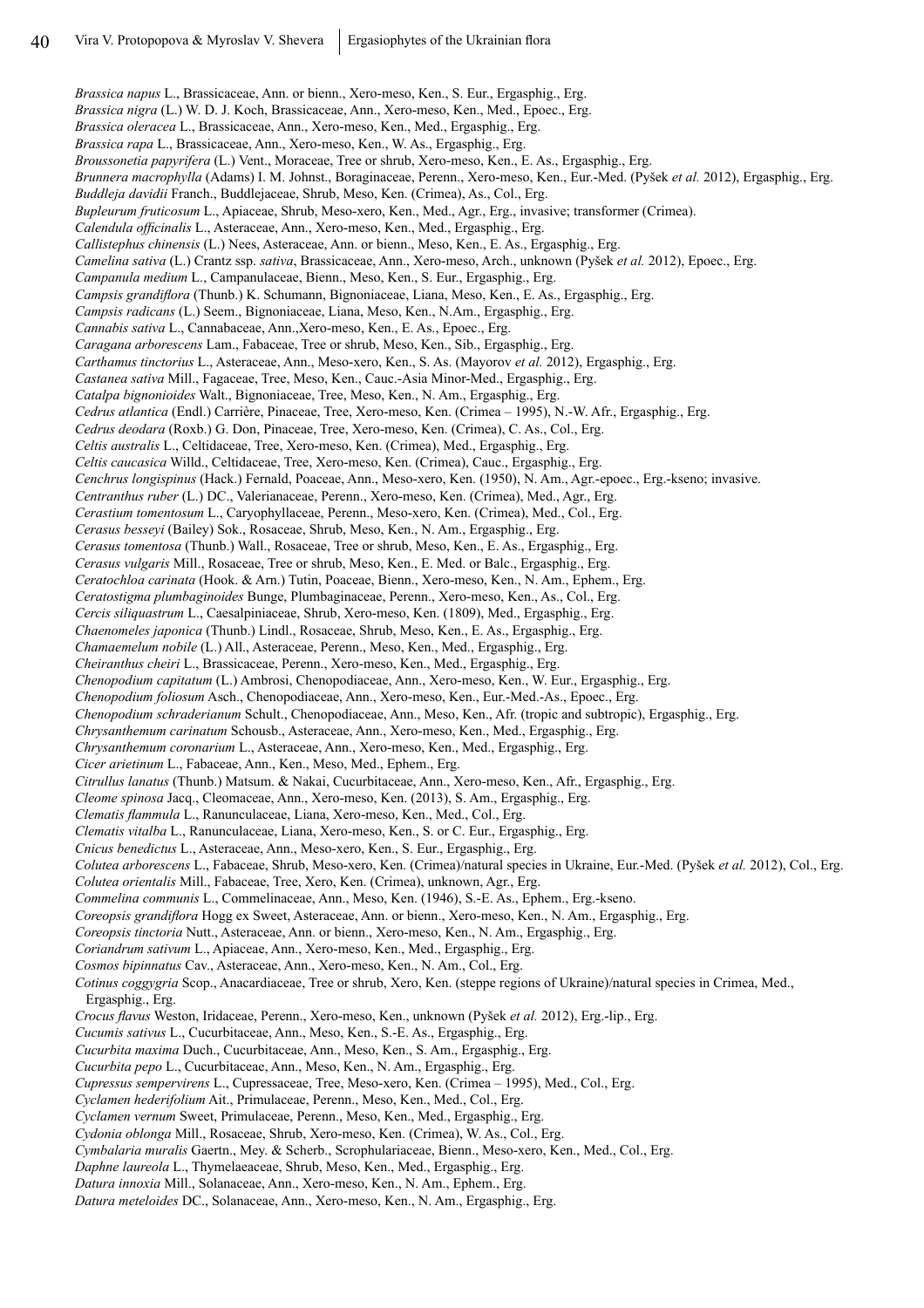*Brassica napus* L., Brassicaceae, Ann. or bienn., Xero-meso, Ken., S. Eur., Ergasphig., Erg.
*Brassica nigra* (L.) W. D. J. Koch, Brassicaceae, Ann., Xero-meso, Ken., Med., Epoec., Erg.
*Brassica oleracea* L., Brassicaceae, Ann., Xero-meso, Ken., Med., Ergasphig., Erg.
*Brassica rapa* L., Brassicaceae, Ann., Xero-meso, Ken., W. As., Ergasphig., Erg.
*Broussonetia papyrifera* (L.) Vent., Moraceae, Tree or shrub, Xero-meso, Ken., E. As., Ergasphig., Erg.
*Brunnera macrophylla* (Adams) I. M. Johnst., Boraginaceae, Perenn., Xero-meso, Ken., Eur.-Med. (Pyšek *et al.* 2012), Ergasphig., Erg.
*Buddleja davidii* Franch., Buddlejaceae, Shrub, Meso, Ken. (Crimea), As., Col., Erg.
*Bupleurum fruticosum* L., Apiaceae, Shrub, Meso-xero, Ken., Med., Agr., Erg., invasive; transformer (Crimea).
*Calendula officinalis* L., Asteraceae, Ann., Xero-meso, Ken., Med., Ergasphig., Erg.
*Callistephus chinensis* (L.) Nees, Asteraceae, Ann. or bienn., Meso, Ken., E. As., Ergasphig., Erg.
*Camelina sativa* (L.) Crantz ssp. *sativa*, Brassicaceae, Ann., Xero-meso, Arch., unknown (Pyšek *et al.* 2012), Epoec., Erg.
*Campanula medium* L., Campanulaceae, Bienn., Meso, Ken., S. Eur., Ergasphig., Erg.
*Campsis grandiflora* (Thunb.) K. Schumann, Bignoniaceae, Liana, Meso, Ken., E. As., Ergasphig., Erg.
*Campsis radicans* (L.) Seem., Bignoniaceae, Liana, Meso, Ken., N.Am., Ergasphig., Erg.
*Cannabis sativa* L., Cannabaceae, Ann.,Xero-meso, Ken., E. As., Epoec., Erg.
*Caragana arborescens* Lam., Fabaceae, Tree or shrub, Meso, Ken., Sib., Ergasphig., Erg.
*Carthamus tinctorius* L., Asteraceae, Ann., Meso-xero, Ken., S. As. (Mayorov *et al.* 2012), Ergasphig., Erg.
*Castanea sativa* Mill., Fagaceae, Tree, Meso, Ken., Cauc.-Asia Minor-Med., Ergasphig., Erg.
*Catalpa bignonioides* Walt., Bignoniaceae, Tree, Meso, Ken., N. Am., Ergasphig., Erg.
*Cedrus atlantica* (Endl.) Carrière, Pinaceae, Tree, Xero-meso, Ken. (Crimea – 1995), N.-W. Afr., Ergasphig., Erg.
*Cedrus deodara* (Roxb.) G. Don, Pinaceae, Tree, Xero-meso, Ken. (Crimea), C. As., Col., Erg.
*Celtis australis* L., Celtidaceae, Tree, Xero-meso, Ken. (Crimea), Med., Ergasphig., Erg.
*Celtis caucasica* Willd., Celtidaceae, Tree, Xero-meso, Ken. (Crimea), Cauc., Ergasphig., Erg.
*Cenchrus longispinus* (Hack.) Fernald, Poaceae, Ann., Meso-xero, Ken. (1950), N. Am., Agr.-epoec., Erg.-kseno; invasive.
*Centranthus ruber* (L.) DC., Valerianaceae, Perenn., Xero-meso, Ken. (Crimea), Med., Agr., Erg.
*Cerastium tomentosum* L., Caryophyllaceae, Perenn., Meso-xero, Ken. (Crimea), Med., Col., Erg.
*Cerasus besseyi* (Bailey) Sok., Rosaceae, Shrub, Meso, Ken., N. Am., Ergasphig., Erg.
*Cerasus tomentosa* (Thunb.) Wall., Rosaceae, Tree or shrub, Meso, Ken., E. As., Ergasphig., Erg.
*Cerasus vulgaris* Mill., Rosaceae, Tree or shrub, Meso, Ken., E. Med. or Balc., Ergasphig., Erg.
*Ceratochloa carinata* (Hook. & Arn.) Tutin, Poaceae, Bienn., Xero-meso, Ken., N. Am., Ephem., Erg.
*Ceratostigma plumbaginoides* Bunge, Plumbaginaceae, Perenn., Xero-meso, Ken., As., Col., Erg.
*Cercis siliquastrum* L., Caesalpiniaceae, Shrub, Xero-meso, Ken. (1809), Med., Ergasphig., Erg.
*Chaenomeles japonica* (Thunb.) Lindl., Rosaceae, Shrub, Meso, Ken., E. As., Ergasphig., Erg.
*Chamaemelum nobile* (L.) All., Asteraceae, Perenn., Meso, Ken., Med., Ergasphig., Erg.
*Cheiranthus cheiri* L., Brassicaceae, Perenn., Xero-meso, Ken., Med., Ergasphig., Erg.
*Chenopodium capitatum* (L.) Ambrosi, Chenopodiaceae, Ann., Xero-meso, Ken., W. Eur., Ergasphig., Erg.
*Chenopodium foliosum* Asch., Chenopodiaceae, Ann., Xero-meso, Ken., Eur.-Med.-As., Epoec., Erg.
*Chenopodium schraderianum* Schult., Chenopodiaceae, Ann., Meso, Ken., Afr. (tropic and subtropic), Ergasphig., Erg.
*Chrysanthemum carinatum* Schousb., Asteraceae, Ann., Xero-meso, Ken., Med., Ergasphig., Erg.
*Chrysanthemum coronarium* L., Asteraceae, Ann., Xero-meso, Ken., Med., Ergasphig., Erg.
*Cicer arietinum* L., Fabaceae, Ann., Ken., Meso, Med., Ephem., Erg.
*Citrullus lanatus* (Thunb.) Matsum. & Nakai, Cucurbitaceae, Ann., Xero-meso, Ken., Afr., Ergasphig., Erg.
*Cleome spinosa* Jacq., Cleomaceae, Ann., Xero-meso, Ken. (2013), S. Am., Ergasphig., Erg.
*Clematis flammula* L., Ranunculaceae, Liana, Xero-meso, Ken., Med., Col., Erg.
*Clematis vitalba* L., Ranunculaceae, Liana, Xero-meso, Ken., S. or C. Eur., Ergasphig., Erg.
*Cnicus benedictus* L., Asteraceae, Ann., Meso-xero, Ken., S. Eur., Ergasphig., Erg.
*Colutea arborescens* L., Fabaceae, Shrub, Meso-xero, Ken. (Crimea)/natural species in Ukraine, Eur.-Med. (Pyšek *et al.* 2012), Col., Erg.
*Colutea orientalis* Mill., Fabaceae, Tree, Xero, Ken. (Crimea), unknown, Agr., Erg.
*Commelina communis* L., Commelinaceae, Ann., Meso, Ken. (1946), S.-E. As., Ephem., Erg.-kseno.
*Coreopsis grandiflora* Hogg ex Sweet, Asteraceae, Ann. or bienn., Xero-meso, Ken., N. Am., Ergasphig., Erg.
*Coreopsis tinctoria* Nutt., Asteraceae, Ann. or bienn., Xero-meso, Ken., N. Am., Ergasphig., Erg.
*Coriandrum sativum* L., Apiaceae, Ann., Xero-meso, Ken., Med., Ergasphig., Erg.
*Cosmos bipinnatus* Cav., Asteraceae, Ann., Xero-meso, Ken., N. Am., Col., Erg.
*Cotinus coggygria* Scop., Anacardiaceae, Tree or shrub, Xero, Ken. (steppe regions of Ukraine)/natural species in Crimea, Med., Ergasphig., Erg.
*Crocus flavus* Weston, Iridaceae, Perenn., Xero-meso, Ken., unknown (Pyšek *et al.* 2012), Erg.-lip., Erg.
*Cucumis sativus* L., Cucurbitaceae, Ann., Meso, Ken., S.-E. As., Ergasphig., Erg.
*Cucurbita maxima* Duch., Cucurbitaceae, Ann., Meso, Ken., S. Am., Ergasphig., Erg.
*Cucurbita pepo* L., Cucurbitaceae, Ann., Meso, Ken., N. Am., Ergasphig., Erg.
*Cupressus sempervirens* L., Cupressaceae, Tree, Meso-xero, Ken. (Crimea – 1995), Med., Col., Erg.
*Cyclamen hederifolium* Ait., Primulaceae, Perenn., Meso, Ken., Med., Col., Erg.
*Cyclamen vernum* Sweet, Primulaceae, Perenn., Meso, Ken., Med., Ergasphig., Erg.
*Cydonia oblonga* Mill., Rosaceae, Shrub, Xero-meso, Ken. (Crimea), W. As., Col., Erg.
*Cymbalaria muralis* Gaertn., Mey. & Scherb., Scrophulariaceae, Bienn., Meso-xero, Ken., Med., Col., Erg.
*Daphne laureola* L., Thymelaeaceae, Shrub, Meso, Ken., Med., Ergasphig., Erg.
*Datura innoxia* Mill., Solanaceae, Ann., Xero-meso, Ken., N. Am., Ephem., Erg.
*Datura meteloides* DC., Solanaceae, Ann., Xero-meso, Ken., N. Am., Ergasphig., Erg.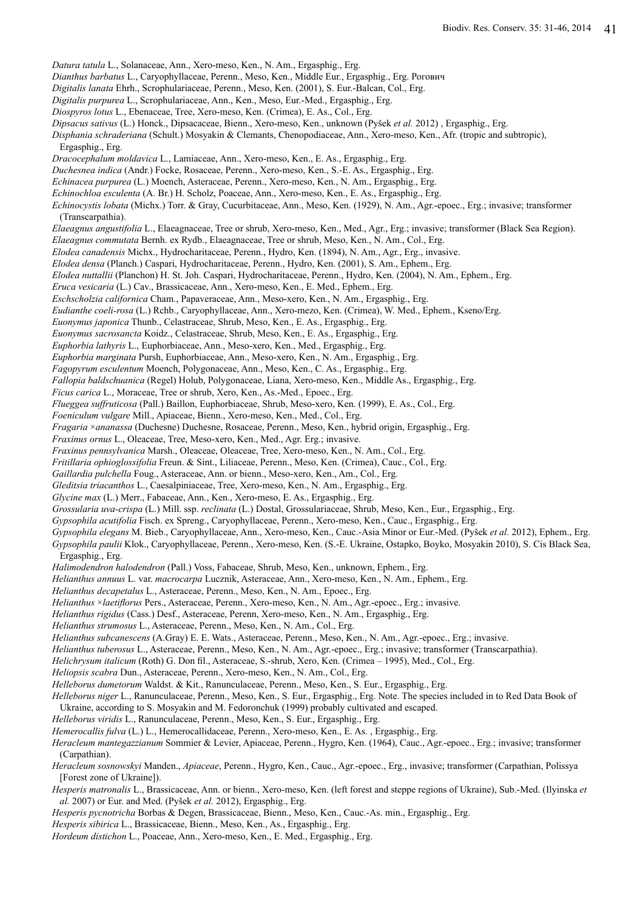*Datura tatula* L., Solanaceae, Ann., Xero-meso, Ken., N. Am., Ergasphig., Erg.

*Dianthus barbatus* L., Caryophyllaceae, Perenn., Meso, Ken., Middle Eur., Ergasphig., Erg. Рогович

*Digitalis lanata* Ehrh., Scrophulariaceae, Perenn., Meso, Ken. (2001), S. Eur.-Balcan, Col., Erg.

*Digitalis purpurea* L., Scrophulariaceae, Ann., Ken., Meso, Eur.-Med., Ergasphig., Erg.

*Diospyros lotus* L., Ebenaceae, Tree, Xero-meso, Ken. (Crimea), E. As., Col., Erg.

*Dipsacus sativus* (L.) Honck., Dipsacaceae, Bienn., Xero-meso, Ken., unknown (Pyšek *et al.* 2012) , Ergasphig., Erg.

*Disphania schraderiana* (Schult.) Mosyakin & Clemants, Chenopodiaceae, Ann., Xero-meso, Ken., Afr. (tropic and subtropic), Ergasphig., Erg.

*Dracocephalum moldavica* L., Lamiaceae, Ann., Xero-meso, Ken., E. As., Ergasphig., Erg.

*Duchesnea indica* (Andr.) Focke, Rosaceae, Perenn., Xero-meso, Ken., S.-E. As., Ergasphig., Erg.

*Echinacea purpurea* (L.) Moench, Asteraceae, Perenn., Xero-meso, Ken., N. Am., Ergasphig., Erg.

*Echinochloa esculenta* (A. Br.) H. Scholz, Poaceae, Ann., Xero-meso, Ken., E. As., Ergasphig., Erg.

*Echinocystis lobata* (Michx.) Torr. & Gray, Cucurbitaceae, Ann., Meso, Ken. (1929), N. Am., Agr.-epoec., Erg.; invasive; transformer (Transcarpathia).

*Elaeagnus angustifolia* L., Elaeagnaceae, Tree or shrub, Xero-meso, Ken., Med., Agr., Erg.; invasive; transformer (Black Sea Region).

*Elaeagnus commutata* Bernh. ex Rydb., Elaeagnaceae, Tree or shrub, Meso, Ken., N. Am., Col., Erg.

*Elodea canadensis* Michx., Hydrocharitaceae, Perenn., Hydro, Ken. (1894), N. Am., Agr., Erg., invasive.

*Elodea densa* (Planch.) Caspari, Hydrocharitaceae, Perenn., Hydro, Ken. (2001), S. Am., Ephem., Erg.

*Elodea nuttallii* (Planchon) H. St. Joh. Caspari, Hydrocharitaceae, Perenn., Hydro, Ken. (2004), N. Am., Ephem., Erg.

*Eruca vesicaria* (L.) Cav., Brassicaceae, Ann., Xero-meso, Ken., E. Med., Ephem., Erg.

*Eschscholzia californica* Cham., Papaveraceae, Ann., Meso-xero, Ken., N. Am., Ergasphig., Erg.

*Eudianthe coeli-rosa* (L.) Rchb., Caryophyllaceae, Ann., Xero-mezo, Ken. (Crimea), W. Med., Ephem., Kseno/Erg.

*Euonymus japonica* Thunb., Celastraceae, Shrub, Meso, Ken., E. As., Ergasphig., Erg.

*Euonymus sacrosancta* Koidz., Celastraceae, Shrub, Meso, Ken., E. As., Ergasphig., Erg.

*Euphorbia lathyris* L., Euphorbiaceae, Ann., Meso-xero, Ken., Med., Ergasphig., Erg.

*Euphorbia marginata* Pursh, Euphorbiaceae, Ann., Meso-xero, Ken., N. Am., Ergasphig., Erg.

*Fagopyrum esculentum* Moench, Polygonaceae, Ann., Meso, Ken., C. As., Ergasphig., Erg.

*Fallopia baldschuanica* (Regel) Holub, Polygonaceae, Liana, Xero-meso, Ken., Middle As., Ergasphig., Erg.

*Ficus carica* L., Moraceae, Tree or shrub, Xero, Ken., As.-Med., Epoec., Erg.

*Flueggea suffruticosa* (Pall.) Baillon, Euphorbiaceae, Shrub, Meso-xero, Ken. (1999), E. As., Col., Erg.

*Foeniculum vulgare* Mill., Apiaceae, Bienn., Xero-meso, Ken., Med., Col., Erg.

*Fragaria ×ananassa* (Duchesne) Duchesne, Rosaceae, Perenn., Meso, Ken., hybrid origin, Ergasphig., Erg.

*Fraxinus ornus* L., Oleaceae, Tree, Meso-xero, Ken., Med., Agr. Erg.; invasive.

*Fraxinus pennsylvanica* Marsh., Oleaceae, Oleaceae, Tree, Xero-meso, Ken., N. Am., Col., Erg.

*Fritillaria ophioglossifolia* Freun. & Sint., Liliaceae, Perenn., Meso, Ken. (Crimea), Cauc., Col., Erg.

*Gaillardia pulchella* Foug., Asteraceae, Ann. or bienn., Meso-xero, Ken., Am., Col., Erg.

*Gleditsia triacanthos* L., Caesalpiniaceae, Tree, Xero-meso, Ken., N. Am., Ergasphig., Erg.

*Glycine max* (L.) Merr., Fabaceae, Ann., Ken., Xero-meso, E. As., Ergasphig., Erg.

*Grossularia uva-crispa* (L.) Mill. ssp. *reclinata* (L.) Dostal, Grossulariaceae, Shrub, Meso, Ken., Eur., Ergasphig., Erg.

*Gypsophila acutifolia* Fisch. ex Spreng., Caryophyllaceae, Perenn., Xero-meso, Ken., Cauc., Ergasphig., Erg.

*Gypsophila elegans* M. Bieb., Caryophyllaceae, Ann., Xero-meso, Ken., Cauc.-Asia Minor or Eur.-Med. (Pyšek *et al.* 2012), Ephem., Erg.

*Gypsophila paulii* Klok., Caryophyllaceae, Perenn., Xero-meso, Ken. (S.-E. Ukraine, Ostapko, Boyko, Mosyakin 2010), S. Cis Black Sea, Ergasphig., Erg.

*Halimodendron halodendron* (Pall.) Voss, Fabaceae, Shrub, Meso, Ken., unknown, Ephem., Erg.

*Helianthus annuus* L. var. *macrocarpa* Lucznik, Asteraceae, Ann., Xero-meso, Ken., N. Am., Ephem., Erg.

*Helianthus decapetalus* L., Asteraceae, Perenn., Meso, Ken., N. Am., Epoec., Erg.

*Helianthus ×laetiflorus* Pers., Asteraceae, Perenn., Xero-meso, Ken., N. Am., Agr.-epoec., Erg.; invasive.

*Helianthus rigidus* (Cass.) Desf., Asteraceae, Perenn, Xero-meso, Ken., N. Am., Ergasphig., Erg.

*Helianthus strumosus* L., Asteraceae, Perenn., Meso, Ken., N. Am., Col., Erg.

*Helianthus subcanescens* (A.Gray) E. E. Wats., Asteraceae, Perenn., Meso, Ken., N. Am., Agr.-epoec., Erg.; invasive.

*Helianthus tuberosus* L., Asteraceae, Perenn., Meso, Ken., N. Am., Agr.-epoec., Erg.; invasive; transformer (Transcarpathia).

*Helichrysum italicum* (Roth) G. Don fil., Asteraceae, S.-shrub, Xero, Ken. (Crimea – 1995), Med., Col., Erg.

*Heliopsis scabra* Dun., Asteraceae, Perenn., Xero-meso, Ken., N. Am., Col., Erg.

*Helleborus dumetorum* Waldst. & Kit., Ranunculaceae, Perenn., Meso, Ken., S. Eur., Ergasphig., Erg.

*Helleborus niger* L., Ranunculaceae, Perenn., Meso, Ken., S. Eur., Ergasphig., Erg. Note. The species included in to Red Data Book of Ukraine, according to S. Mosyakin and M. Fedoronchuk (1999) probably cultivated and escaped.

*Helleborus viridis* L., Ranunculaceae, Perenn., Meso, Ken., S. Eur., Ergasphig., Erg.

*Hemerocallis fulva* (L.) L., Hemerocallidaceae, Perenn., Xero-meso, Ken., E. As. , Ergasphig., Erg.

*Heracleum mantegazzianum* Sommier & Levier, Apiaceae, Perenn., Hygro, Ken. (1964), Cauc., Agr.-epoec., Erg.; invasive; transformer (Carpathian).

*Heracleum sosnowskyi* Manden., *Apiaceae*, Perenn., Hygro, Ken., Cauc., Agr.-epoec., Erg., invasive; transformer (Carpathian, Polissya [Forest zone of Ukraine]).

*Hesperis matronalis* L., Brassicaceae, Ann. or bienn., Xero-meso, Ken. (left forest and steppe regions of Ukraine), Sub.-Med. (Ilyinska *et al.* 2007) or Eur. and Med. (Pyšek *et al.* 2012), Ergasphig., Erg.

*Hesperis pycnotricha* Borbas & Degen, Brassicaceae, Bienn., Meso, Ken., Cauc.-As. min., Ergasphig., Erg.

*Hesperis sibirica* L., Brassicaceae, Bienn., Meso, Ken., As., Ergasphig., Erg.

*Hordeum distichon* L., Poaceae, Ann., Xero-meso, Ken., E. Med., Ergasphig., Erg.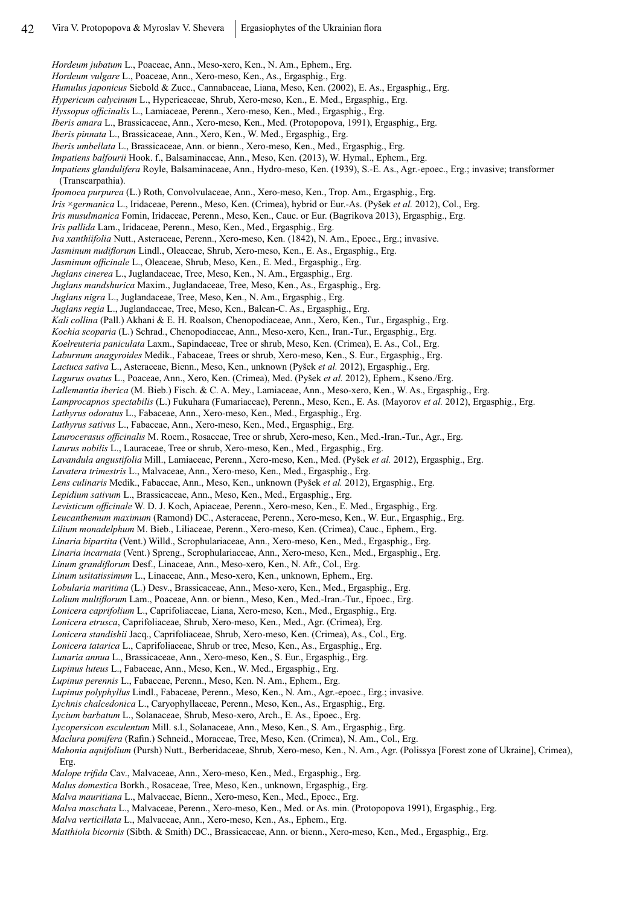*Hordeum jubatum* L., Poaceae, Ann., Meso-xero, Ken., N. Am., Ephem., Erg.
*Hordeum vulgare* L., Poaceae, Ann., Xero-meso, Ken., As., Ergasphig., Erg.
*Humulus japonicus* Siebold & Zucc., Cannabaceae, Liana, Meso, Ken. (2002), E. As., Ergasphig., Erg.
*Hypericum calycinum* L., Hypericaceae, Shrub, Xero-meso, Ken., E. Med., Ergasphig., Erg.
*Hyssopus officinalis* L., Lamiaceae, Perenn., Xero-meso, Ken., Med., Ergasphig., Erg.
*Iberis amara* L., Brassicaceae, Ann., Xero-meso, Ken., Med. (Protopopova, 1991), Ergasphig., Erg.
*Iberis pinnata* L., Brassicaceae, Ann., Xero, Ken., W. Med., Ergasphig., Erg.
*Iberis umbellata* L., Brassicaceae, Ann. or bienn., Xero-meso, Ken., Med., Ergasphig., Erg.
*Impatiens balfourii* Hook. f., Balsaminaceae, Ann., Meso, Ken. (2013), W. Hymal., Ephem., Erg.
*Impatiens glandulifera* Royle, Balsaminaceae, Ann., Hydro-meso, Ken. (1939), S.-E. As., Agr.-epoec., Erg.; invasive; transformer (Transcarpathia).
*Ipomoea purpurea* (L.) Roth, Convolvulaceae, Ann., Xero-meso, Ken., Trop. Am., Ergasphig., Erg.
*Iris ×germanica* L., Iridaceae, Perenn., Meso, Ken. (Crimea), hybrid or Eur.-As. (Pyšek *et al.* 2012), Col., Erg.
*Iris musulmanica* Fomin, Iridaceae, Perenn., Meso, Ken., Cauc. or Eur. (Bagrikova 2013), Ergasphig., Erg.
*Iris pallida* Lam., Iridaceae, Perenn., Meso, Ken., Med., Ergasphig., Erg.
*Iva xanthiifolia* Nutt., Asteraceae, Perenn., Xero-meso, Ken. (1842), N. Am., Epoec., Erg.; invasive.
*Jasminum nudiflorum* Lindl., Oleaceae, Shrub, Xero-meso, Ken., E. As., Ergasphig., Erg.
*Jasminum officinale* L., Oleaceae, Shrub, Meso, Ken., E. Med., Ergasphig., Erg.
*Juglans cinerea* L., Juglandaceae, Tree, Meso, Ken., N. Am., Ergasphig., Erg.
*Juglans mandshurica* Maxim., Juglandaceae, Tree, Meso, Ken., As., Ergasphig., Erg.
*Juglans nigra* L., Juglandaceae, Tree, Meso, Ken., N. Am., Ergasphig., Erg.
*Juglans regia* L., Juglandaceae, Tree, Meso, Ken., Balcan-C. As., Ergasphig., Erg.
*Kali collina* (Pall.) Akhani & E. H. Roalson, Chenopodiaceae, Ann., Xero, Ken., Tur., Ergasphig., Erg.
*Kochia scoparia* (L.) Schrad., Chenopodiaceae, Ann., Meso-xero, Ken., Iran.-Tur., Ergasphig., Erg.
*Koelreuteria paniculata* Laxm., Sapindaceae, Tree or shrub, Meso, Ken. (Crimea), E. As., Col., Erg.
*Laburnum anagyroides* Medik., Fabaceae, Trees or shrub, Xero-meso, Ken., S. Eur., Ergasphig., Erg.
*Lactuca sativa* L., Asteraceae, Bienn., Meso, Ken., unknown (Pyšek *et al.* 2012), Ergasphig., Erg.
*Lagurus ovatus* L., Poaceae, Ann., Xero, Ken. (Crimea), Med. (Pyšek *et al.* 2012), Ephem., Kseno./Erg.
*Lallemantia iberica* (M. Bieb.) Fisch. & C. A. Mey., Lamiaceae, Ann., Meso-xero, Ken., W. As., Ergasphig., Erg.
*Lamprocapnos spectabilis* (L.) Fukuhara (Fumariaceae), Perenn., Meso, Ken., E. As. (Mayorov *et al.* 2012), Ergasphig., Erg.
*Lathyrus odoratus* L., Fabaceae, Ann., Xero-meso, Ken., Med., Ergasphig., Erg.
*Lathyrus sativus* L., Fabaceae, Ann., Xero-meso, Ken., Med., Ergasphig., Erg.
*Laurocerasus officinalis* M. Roem., Rosaceae, Tree or shrub, Xero-meso, Ken., Med.-Iran.-Tur., Agr., Erg.
*Laurus nobilis* L., Lauraceae, Tree or shrub, Xero-meso, Ken., Med., Ergasphig., Erg.
*Lavandula angustifolia* Mill., Lamiaceae, Perenn., Xero-meso, Ken., Med. (Pyšek *et al.* 2012), Ergasphig., Erg.
*Lavatera trimestris* L., Malvaceae, Ann., Xero-meso, Ken., Med., Ergasphig., Erg.
*Lens culinaris* Medik., Fabaceae, Ann., Meso, Ken., unknown (Pyšek *et al.* 2012), Ergasphig., Erg.
*Lepidium sativum* L., Brassicaceae, Ann., Meso, Ken., Med., Ergasphig., Erg.
*Levisticum officinale* W. D. J. Koch, Apiaceae, Perenn., Xero-meso, Ken., E. Med., Ergasphig., Erg.
*Leucanthemum maximum* (Ramond) DC., Asteraceae, Perenn., Xero-meso, Ken., W. Eur., Ergasphig., Erg.
*Lilium monadelphum* M. Bieb., Liliaceae, Perenn., Xero-meso, Ken. (Crimea), Cauc., Ephem., Erg.
*Linaria bipartita* (Vent.) Willd., Scrophulariaceae, Ann., Xero-meso, Ken., Med., Ergasphig., Erg.
*Linaria incarnata* (Vent.) Spreng., Scrophulariaceae, Ann., Xero-meso, Ken., Med., Ergasphig., Erg.
*Linum grandiflorum* Desf., Linaceae, Ann., Meso-xero, Ken., N. Afr., Col., Erg.
*Linum usitatissimum* L., Linaceae, Ann., Meso-xero, Ken., unknown, Ephem., Erg.
*Lobularia maritima* (L.) Desv., Brassicaceae, Ann., Meso-xero, Ken., Med., Ergasphig., Erg.
*Lolium multiflorum* Lam., Poaceae, Ann. or bienn., Meso, Ken., Med.-Iran.-Tur., Epoec., Erg.
*Lonicera caprifolium* L., Caprifoliaceae, Liana, Xero-meso, Ken., Med., Ergasphig., Erg.
*Lonicera etrusca*, Caprifoliaceae, Shrub, Xero-meso, Ken., Med., Agr. (Crimea), Erg.
*Lonicera standishii* Jacq., Caprifoliaceae, Shrub, Xero-meso, Ken. (Crimea), As., Col., Erg.
*Lonicera tatarica* L., Caprifoliaceae, Shrub or tree, Meso, Ken., As., Ergasphig., Erg.
*Lunaria annua* L., Brassicaceae, Ann., Xero-meso, Ken., S. Eur., Ergasphig., Erg.
*Lupinus luteus* L., Fabaceae, Ann., Meso, Ken., W. Med., Ergasphig., Erg.
*Lupinus perennis* L., Fabaceae, Perenn., Meso, Ken. N. Am., Ephem., Erg.
*Lupinus polyphyllus* Lindl., Fabaceae, Perenn., Meso, Ken., N. Am., Agr.-epoec., Erg.; invasive.
*Lychnis chalcedonica* L., Caryophyllaceae, Perenn., Meso, Ken., As., Ergasphig., Erg.
*Lycium barbatum* L., Solanaceae, Shrub, Meso-xero, Arch., E. As., Epoec., Erg.
*Lycopersicon esculentum* Mill. s.l., Solanaceae, Ann., Meso, Ken., S. Am., Ergasphig., Erg.
*Maclura pomifera* (Rafin.) Schneid., Moraceae, Tree, Meso, Ken. (Crimea), N. Am., Col., Erg.
*Mahonia aquifolium* (Pursh) Nutt., Berberidaceae, Shrub, Xero-meso, Ken., N. Am., Agr. (Polissya [Forest zone of Ukraine], Crimea), Erg.
*Malope trifida* Cav., Malvaceae, Ann., Xero-meso, Ken., Med., Ergasphig., Erg.
*Malus domestica* Borkh., Rosaceae, Tree, Meso, Ken., unknown, Ergasphig., Erg.
*Malva mauritiana* L., Malvaceae, Bienn., Xero-meso, Ken., Med., Epoec., Erg.
*Malva moschata* L., Malvaceae, Perenn., Xero-meso, Ken., Med. or As. min. (Protopopova 1991), Ergasphig., Erg.
*Malva verticillata* L., Malvaceae, Ann., Xero-meso, Ken., As., Ephem., Erg.
*Matthiola bicornis* (Sibth. & Smith) DC., Brassicaceae, Ann. or bienn., Xero-meso, Ken., Med., Ergasphig., Erg.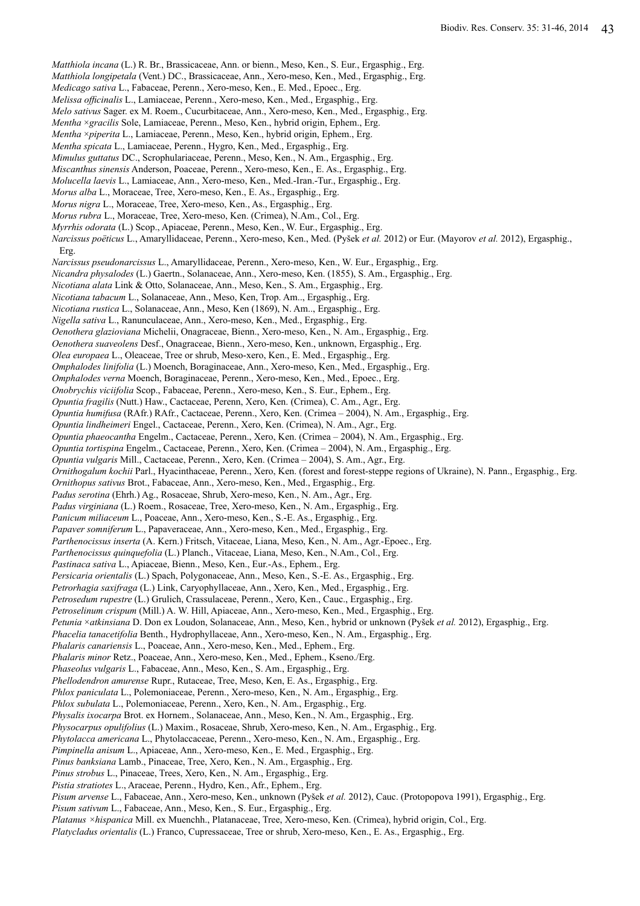*Matthiola incana* (L.) R. Br., Brassicaceae, Ann. or bienn., Meso, Ken., S. Eur., Ergasphig., Erg.
*Matthiola longipetala* (Vent.) DC., Brassicaceae, Ann., Xero-meso, Ken., Med., Ergasphig., Erg.
*Medicago sativa* L., Fabaceae, Perenn., Xero-meso, Ken., E. Med., Epoec., Erg.
*Melissa officinalis* L., Lamiaceae, Perenn., Xero-meso, Ken., Med., Ergasphig., Erg.
*Melo sativus* Sager. ex M. Roem., Cucurbitaceae, Ann., Xero-meso, Ken., Med., Ergasphig., Erg.
*Mentha ×gracilis* Sole, Lamiaceae, Perenn., Meso, Ken., hybrid origin, Ephem., Erg.
*Mentha ×piperita* L., Lamiaceae, Perenn., Meso, Ken., hybrid origin, Ephem., Erg.
*Mentha spicata* L., Lamiaceae, Perenn., Hygro, Ken., Med., Ergasphig., Erg.
*Mimulus guttatus* DC., Scrophulariaceae, Perenn., Meso, Ken., N. Am., Ergasphig., Erg.
*Miscanthus sinensis* Anderson, Poaceae, Perenn., Xero-meso, Ken., E. As., Ergasphig., Erg.
*Molucella laevis* L., Lamiaceae, Ann., Xero-meso, Ken., Med.-Iran.-Tur., Ergasphig., Erg.
*Morus alba* L., Moraceae, Tree, Xero-meso, Ken., E. As., Ergasphig., Erg.
*Morus nigra* L., Moraceae, Tree, Xero-meso, Ken., As., Ergasphig., Erg.
*Morus rubra* L., Moraceae, Tree, Xero-meso, Ken. (Crimea), N.Am., Col., Erg.
*Myrrhis odorata* (L.) Scop., Apiaceae, Perenn., Meso, Ken., W. Eur., Ergasphig., Erg.
*Narcissus poëticus* L., Amaryllidaceae, Perenn., Xero-meso, Ken., Med. (Pyšek *et al.* 2012) or Eur. (Mayorov *et al.* 2012), Ergasphig., Erg.
*Narcissus pseudonarcissus* L., Amaryllidaceae, Perenn., Xero-meso, Ken., W. Eur., Ergasphig., Erg.
*Nicandra physalodes* (L.) Gaertn., Solanaceae, Ann., Xero-meso, Ken. (1855), S. Am., Ergasphig., Erg.
*Nicotiana alata* Link & Otto, Solanaceae, Ann., Meso, Ken., S. Am., Ergasphig., Erg.
*Nicotiana tabacum* L., Solanaceae, Ann., Meso, Ken, Trop. Am.., Ergasphig., Erg.
*Nicotiana rustica* L., Solanaceae, Ann., Meso, Ken (1869), N. Am.., Ergasphig., Erg.
*Nigella sativa* L., Ranunculaceae, Ann., Xero-meso, Ken., Med., Ergasphig., Erg.
*Oenothera glazioviana* Michelii, Onagraceae, Bienn., Xero-meso, Ken., N. Am., Ergasphig., Erg.
*Oenothera suaveolens* Desf., Onagraceae, Bienn., Xero-meso, Ken., unknown, Ergasphig., Erg.
*Olea europaea* L., Oleaceae, Tree or shrub, Meso-xero, Ken., E. Med., Ergasphig., Erg.
*Omphalodes linifolia* (L.) Moench, Boraginaceae, Ann., Xero-meso, Ken., Med., Ergasphig., Erg.
*Omphalodes verna* Moench, Boraginaceae, Perenn., Xero-meso, Ken., Med., Epoec., Erg.
*Onobrychis viciifolia* Scop., Fabaceae, Perenn., Xero-meso, Ken., S. Eur., Ephem., Erg.
*Opuntia fragilis* (Nutt.) Haw., Cactaceae, Perenn, Xero, Ken. (Crimea), C. Am., Agr., Erg.
*Opuntia humifusa* (RAfr.) RAfr., Cactaceae, Perenn., Xero, Ken. (Crimea – 2004), N. Am., Ergasphig., Erg.
*Opuntia lindheimeri* Engel., Cactaceae, Perenn., Xero, Ken. (Crimea), N. Am., Agr., Erg.
*Opuntia phaeocantha* Engelm., Cactaceae, Perenn., Xero, Ken. (Crimea – 2004), N. Am., Ergasphig., Erg.
*Opuntia tortispina* Engelm., Cactaceae, Perenn., Xero, Ken. (Crimea – 2004), N. Am., Ergasphig., Erg.
*Opuntia vulgaris* Mill., Cactaceae, Perenn., Xero, Ken. (Crimea – 2004), S. Am., Agr., Erg.
*Ornithogalum kochii* Parl., Hyacinthaceae, Perenn., Xero, Ken. (forest and forest-steppe regions of Ukraine), N. Pann., Ergasphig., Erg.
*Ornithopus sativus* Brot., Fabaceae, Ann., Xero-meso, Ken., Med., Ergasphig., Erg.
*Padus serotina* (Ehrh.) Ag., Rosaceae, Shrub, Xero-meso, Ken., N. Am., Agr., Erg.
*Padus virginiana* (L.) Roem., Rosaceae, Tree, Xero-meso, Ken., N. Am., Ergasphig., Erg.
*Panicum miliaceum* L., Poaceae, Ann., Xero-meso, Ken., S.-E. As., Ergasphig., Erg.
*Papaver somniferum* L., Papaveraceae, Ann., Xero-meso, Ken., Med., Ergasphig., Erg.
*Parthenocissus inserta* (A. Kern.) Fritsch, Vitaceae, Liana, Meso, Ken., N. Am., Agr.-Epoec., Erg.
*Parthenocissus quinquefolia* (L.) Planch., Vitaceae, Liana, Meso, Ken., N.Am., Col., Erg.
*Pastinaca sativa* L., Apiaceae, Bienn., Meso, Ken., Eur.-As., Ephem., Erg.
*Persicaria orientalis* (L.) Spach, Polygonaceae, Ann., Meso, Ken., S.-E. As., Ergasphig., Erg.
*Petrorhagia saxifraga* (L.) Link, Caryophyllaceae, Ann., Xero, Ken., Med., Ergasphig., Erg.
*Petrosedum rupestre* (L.) Grulich, Crassulaceae, Perenn., Xero, Ken., Cauc., Ergasphig., Erg.
*Petroselinum crispum* (Mill.) A. W. Hill, Apiaceae, Ann., Xero-meso, Ken., Med., Ergasphig., Erg.
*Petunia ×atkinsiana* D. Don ex Loudon, Solanaceae, Ann., Meso, Ken., hybrid or unknown (Pyšek *et al.* 2012), Ergasphig., Erg.
*Phacelia tanacetifolia* Benth., Hydrophyllaceae, Ann., Xero-meso, Ken., N. Am., Ergasphig., Erg.
*Phalaris canariensis* L., Poaceae, Ann., Xero-meso, Ken., Med., Ephem., Erg.
*Phalaris minor* Retz., Poaceae, Ann., Xero-meso, Ken., Med., Ephem., Kseno./Erg.
*Phaseolus vulgaris* L., Fabaceae, Ann., Meso, Ken., S. Am., Ergasphig., Erg.
*Phellodendron amurense* Rupr., Rutaceae, Tree, Meso, Ken, E. As., Ergasphig., Erg.
*Phlox paniculata* L., Polemoniaceae, Perenn., Xero-meso, Ken., N. Am., Ergasphig., Erg.
*Phlox subulata* L., Polemoniaceae, Perenn., Xero, Ken., N. Am., Ergasphig., Erg.
*Physalis ixocarpa* Brot. ex Hornem., Solanaceae, Ann., Meso, Ken., N. Am., Ergasphig., Erg.
*Physocarpus opulifolius* (L.) Maxim., Rosaceae, Shrub, Xero-meso, Ken., N. Am., Ergasphig., Erg.
*Phytolacca americana* L., Phytolaccaceae, Perenn., Xero-meso, Ken., N. Am., Ergasphig., Erg.
*Pimpinella anisum* L., Apiaceae, Ann., Xero-meso, Ken., E. Med., Ergasphig., Erg.
*Pinus banksiana* Lamb., Pinaceae, Tree, Xero, Ken., N. Am., Ergasphig., Erg.
*Pinus strobus* L., Pinaceae, Trees, Xero, Ken., N. Am., Ergasphig., Erg.
*Pistia stratiotes* L., Araceae, Perenn., Hydro, Ken., Afr., Ephem., Erg.
*Pisum arvense* L., Fabaceae, Ann., Xero-meso, Ken., unknown (Pyšek *et al.* 2012), Cauc. (Protopopova 1991), Ergasphig., Erg.
*Pisum sativum* L., Fabaceae, Ann., Meso, Ken., S. Eur., Ergasphig., Erg.
*Platanus ×hispanica* Mill. ex Muenchh., Platanaceae, Tree, Xero-meso, Ken. (Crimea), hybrid origin, Col., Erg.
*Platycladus orientalis* (L.) Franco, Cupressaceae, Tree or shrub, Xero-meso, Ken., E. As., Ergasphig., Erg.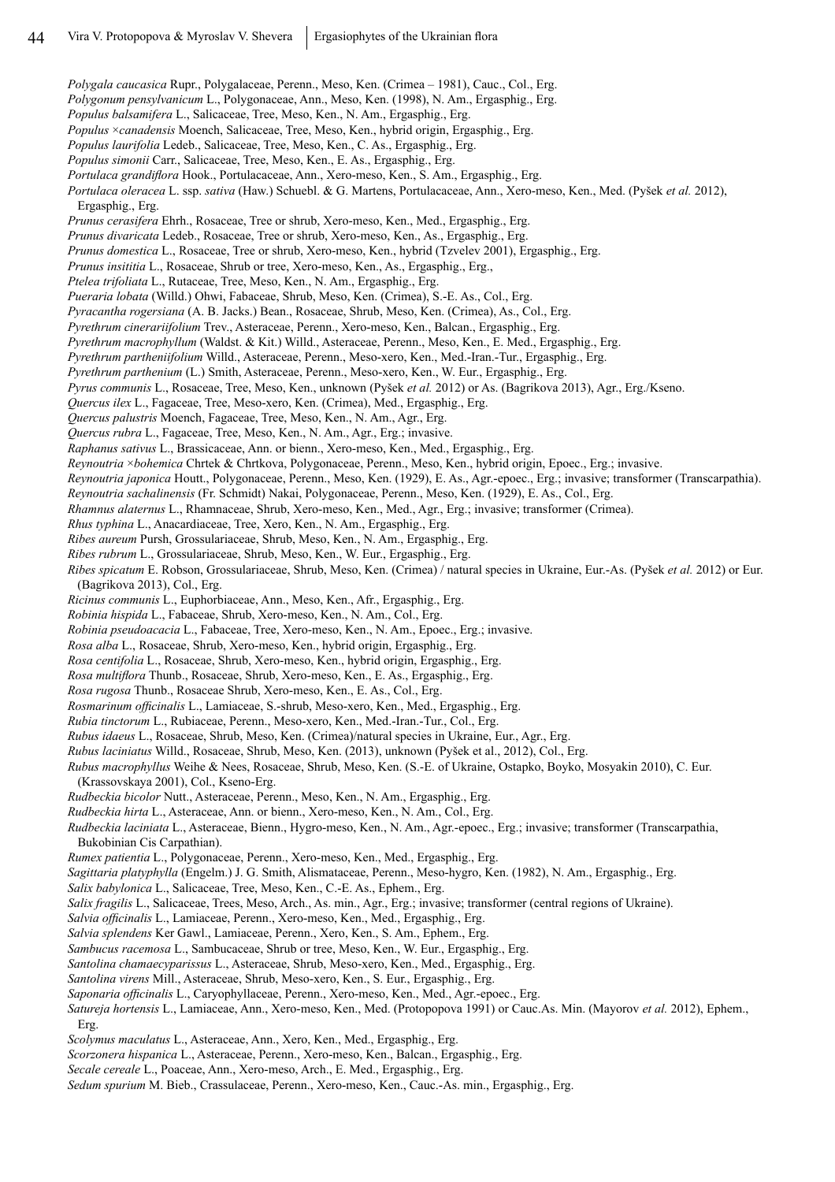*Polygala caucasica* Rupr., Polygalaceae, Perenn., Meso, Ken. (Crimea – 1981), Cauc., Col., Erg.
*Polygonum pensylvanicum* L., Polygonaceae, Ann., Meso, Ken. (1998), N. Am., Ergasphig., Erg.
*Populus balsamifera* L., Salicaceae, Tree, Meso, Ken., N. Am., Ergasphig., Erg.
*Populus ×canadensis* Moench, Salicaceae, Tree, Meso, Ken., hybrid origin, Ergasphig., Erg.
*Populus laurifolia* Ledeb., Salicaceae, Tree, Meso, Ken., C. As., Ergasphig., Erg.
*Populus simonii* Carr., Salicaceae, Tree, Meso, Ken., E. As., Ergasphig., Erg.
*Portulaca grandiflora* Hook., Portulacaceae, Ann., Xero-meso, Ken., S. Am., Ergasphig., Erg.
*Portulaca oleracea* L. ssp. *sativa* (Haw.) Schuebl. & G. Martens, Portulacaceae, Ann., Xero-meso, Ken., Med. (Pyšek *et al.* 2012), Ergasphig., Erg.
*Prunus cerasifera* Ehrh., Rosaceae, Tree or shrub, Xero-meso, Ken., Med., Ergasphig., Erg.
*Prunus divaricata* Ledeb., Rosaceae, Tree or shrub, Xero-meso, Ken., As., Ergasphig., Erg.
*Prunus domestica* L., Rosaceae, Tree or shrub, Xero-meso, Ken., hybrid (Tzvelev 2001), Ergasphig., Erg.
*Prunus insititia* L., Rosaceae, Shrub or tree, Xero-meso, Ken., As., Ergasphig., Erg.,
*Ptelea trifoliata* L., Rutaceae, Tree, Meso, Ken., N. Am., Ergasphig., Erg.
*Pueraria lobata* (Willd.) Ohwi, Fabaceae, Shrub, Meso, Ken. (Crimea), S.-E. As., Col., Erg.
*Pyracantha rogersiana* (A. B. Jacks.) Bean., Rosaceae, Shrub, Meso, Ken. (Crimea), As., Col., Erg.
*Pyrethrum cinerariifolium* Trev., Asteraceae, Perenn., Xero-meso, Ken., Balcan., Ergasphig., Erg.
*Pyrethrum macrophyllum* (Waldst. & Kit.) Willd., Asteraceae, Perenn., Meso, Ken., E. Med., Ergasphig., Erg.
*Pyrethrum partheniifolium* Willd., Asteraceae, Perenn., Meso-xero, Ken., Med.-Iran.-Tur., Ergasphig., Erg.
*Pyrethrum parthenium* (L.) Smith, Asteraceae, Perenn., Meso-xero, Ken., W. Eur., Ergasphig., Erg.
*Pyrus communis* L., Rosaceae, Tree, Meso, Ken., unknown (Pyšek *et al.* 2012) or As. (Bagrikova 2013), Agr., Erg./Kseno.
*Quercus ilex* L., Fagaceae, Tree, Meso-xero, Ken. (Crimea), Med., Ergasphig., Erg.
*Quercus palustris* Moench, Fagaceae, Tree, Meso, Ken., N. Am., Agr., Erg.
*Quercus rubra* L., Fagaceae, Tree, Meso, Ken., N. Am., Agr., Erg.; invasive.
*Raphanus sativus* L., Brassicaceae, Ann. or bienn., Xero-meso, Ken., Med., Ergasphig., Erg.
*Reynoutria ×bohemica* Chrtek & Chrtkova, Polygonaceae, Perenn., Meso, Ken., hybrid origin, Epoec., Erg.; invasive.
*Reynoutria japonica* Houtt., Polygonaceae, Perenn., Meso, Ken. (1929), E. As., Agr.-epoec., Erg.; invasive; transformer (Transcarpathia).
*Reynoutria sachalinensis* (Fr. Schmidt) Nakai, Polygonaceae, Perenn., Meso, Ken. (1929), E. As., Col., Erg.
*Rhamnus alaternus* L., Rhamnaceae, Shrub, Xero-meso, Ken., Med., Agr., Erg.; invasive; transformer (Crimea).
*Rhus typhina* L., Anacardiaceae, Tree, Xero, Ken., N. Am., Ergasphig., Erg.
*Ribes aureum* Pursh, Grossulariaceae, Shrub, Meso, Ken., N. Am., Ergasphig., Erg.
*Ribes rubrum* L., Grossulariaceae, Shrub, Meso, Ken., W. Eur., Ergasphig., Erg.
*Ribes spicatum* E. Robson, Grossulariaceae, Shrub, Meso, Ken. (Crimea) / natural species in Ukraine, Eur.-As. (Pyšek *et al.* 2012) or Eur. (Bagrikova 2013), Col., Erg.
*Ricinus communis* L., Euphorbiaceae, Ann., Meso, Ken., Afr., Ergasphig., Erg.
*Robinia hispida* L., Fabaceae, Shrub, Xero-meso, Ken., N. Am., Col., Erg.
*Robinia pseudoacacia* L., Fabaceae, Tree, Xero-meso, Ken., N. Am., Epoec., Erg.; invasive.
*Rosa alba* L., Rosaceae, Shrub, Xero-meso, Ken., hybrid origin, Ergasphig., Erg.
*Rosa centifolia* L., Rosaceae, Shrub, Xero-meso, Ken., hybrid origin, Ergasphig., Erg.
*Rosa multiflora* Thunb., Rosaceae, Shrub, Xero-meso, Ken., E. As., Ergasphig., Erg.
*Rosa rugosa* Thunb., Rosaceae Shrub, Xero-meso, Ken., E. As., Col., Erg.
*Rosmarinum officinalis* L., Lamiaceae, S.-shrub, Meso-xero, Ken., Med., Ergasphig., Erg.
*Rubia tinctorum* L., Rubiaceae, Perenn., Meso-xero, Ken., Med.-Iran.-Tur., Col., Erg.
*Rubus idaeus* L., Rosaceae, Shrub, Meso, Ken. (Crimea)/natural species in Ukraine, Eur., Agr., Erg.
*Rubus laciniatus* Willd., Rosaceae, Shrub, Meso, Ken. (2013), unknown (Pyšek et al., 2012), Col., Erg.
*Rubus macrophyllus* Weihe & Nees, Rosaceae, Shrub, Meso, Ken. (S.-E. of Ukraine, Ostapko, Boyko, Mosyakin 2010), C. Eur. (Krassovskaya 2001), Col., Kseno-Erg.
*Rudbeckia bicolor* Nutt., Asteraceae, Perenn., Meso, Ken., N. Am., Ergasphig., Erg.
*Rudbeckia hirta* L., Asteraceae, Ann. or bienn., Xero-meso, Ken., N. Am., Col., Erg.
*Rudbeckia laciniata* L., Asteraceae, Bienn., Hygro-meso, Ken., N. Am., Agr.-epoec., Erg.; invasive; transformer (Transcarpathia, Bukobinian Cis Carpathian).
*Rumex patientia* L., Polygonaceae, Perenn., Xero-meso, Ken., Med., Ergasphig., Erg.
*Sagittaria platyphylla* (Engelm.) J. G. Smith, Alismataceae, Perenn., Meso-hygro, Ken. (1982), N. Am., Ergasphig., Erg.
*Salix babylonica* L., Salicaceae, Tree, Meso, Ken., C.-E. As., Ephem., Erg.
*Salix fragilis* L., Salicaceae, Trees, Meso, Arch., As. min., Agr., Erg.; invasive; transformer (central regions of Ukraine).
*Salvia officinalis* L., Lamiaceae, Perenn., Xero-meso, Ken., Med., Ergasphig., Erg.
*Salvia splendens* Ker Gawl., Lamiaceae, Perenn., Xero, Ken., S. Am., Ephem., Erg.
*Sambucus racemosa* L., Sambucaceae, Shrub or tree, Meso, Ken., W. Eur., Ergasphig., Erg.
*Santolina chamaecyparissus* L., Asteraceae, Shrub, Meso-xero, Ken., Med., Ergasphig., Erg.
*Santolina virens* Mill., Asteraceae, Shrub, Meso-xero, Ken., S. Eur., Ergasphig., Erg.
*Saponaria officinalis* L., Caryophyllaceae, Perenn., Xero-meso, Ken., Med., Agr.-epoec., Erg.
*Satureja hortensis* L., Lamiaceae, Ann., Xero-meso, Ken., Med. (Protopopova 1991) or Cauc.As. Min. (Mayorov *et al.* 2012), Ephem., Erg.
*Scolymus maculatus* L., Asteraceae, Ann., Xero, Ken., Med., Ergasphig., Erg.
*Scorzonera hispanica* L., Asteraceae, Perenn., Xero-meso, Ken., Balcan., Ergasphig., Erg.
*Secale cereale* L., Poaceae, Ann., Xero-meso, Arch., E. Med., Ergasphig., Erg.
*Sedum spurium* M. Bieb., Crassulaceae, Perenn., Xero-meso, Ken., Cauc.-As. min., Ergasphig., Erg.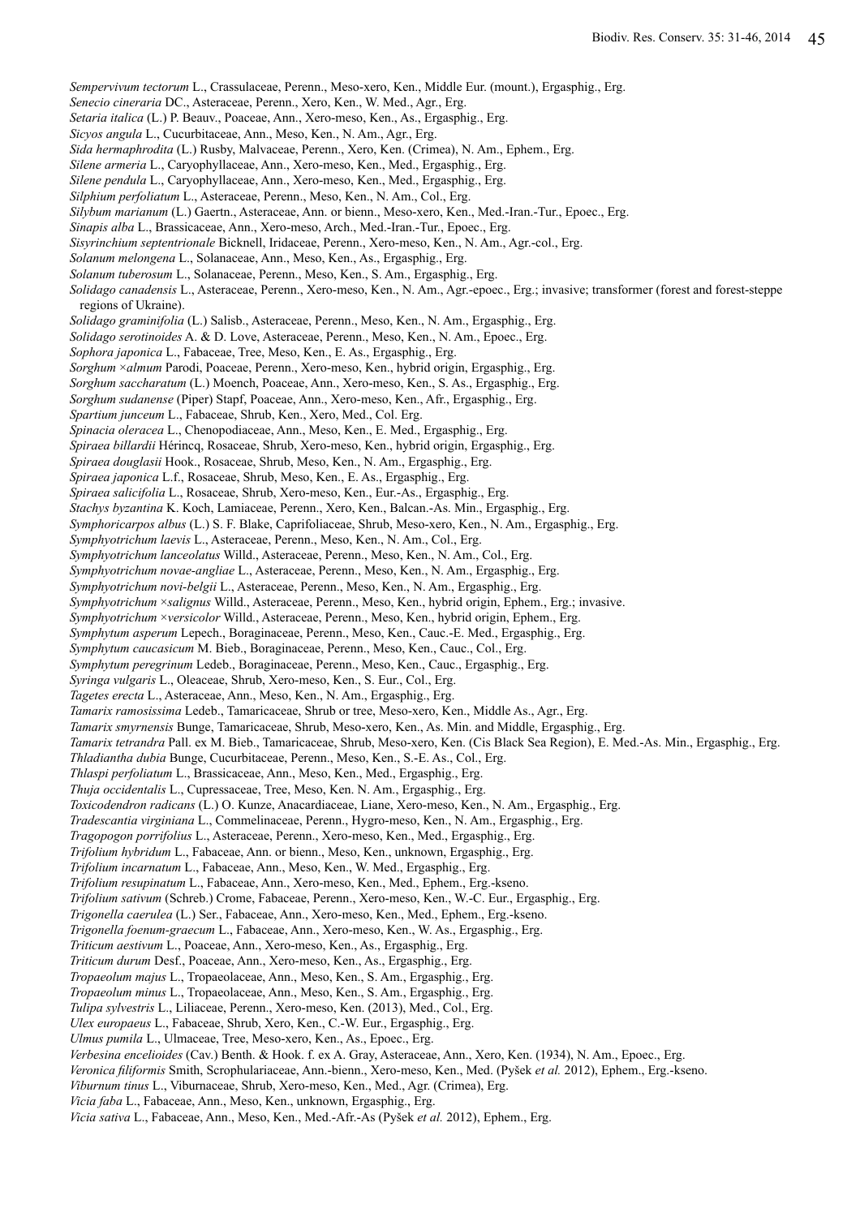*Sempervivum tectorum* L., Crassulaceae, Perenn., Meso-xero, Ken., Middle Eur. (mount.), Ergasphig., Erg.
*Senecio cineraria* DC., Asteraceae, Perenn., Xero, Ken., W. Med., Agr., Erg.
*Setaria italica* (L.) P. Beauv., Poaceae, Ann., Xero-meso, Ken., As., Ergasphig., Erg.
*Sicyos angula* L., Cucurbitaceae, Ann., Meso, Ken., N. Am., Agr., Erg.
*Sida hermaphrodita* (L.) Rusby, Malvaceae, Perenn., Xero, Ken. (Crimea), N. Am., Ephem., Erg.
*Silene armeria* L., Caryophyllaceae, Ann., Xero-meso, Ken., Med., Ergasphig., Erg.
*Silene pendula* L., Caryophyllaceae, Ann., Xero-meso, Ken., Med., Ergasphig., Erg.
*Silphium perfoliatum* L., Asteraceae, Perenn., Meso, Ken., N. Am., Col., Erg.
*Silybum marianum* (L.) Gaertn., Asteraceae, Ann. or bienn., Meso-xero, Ken., Med.-Iran.-Tur., Epoec., Erg.
*Sinapis alba* L., Brassicaceae, Ann., Xero-meso, Arch., Med.-Iran.-Tur., Epoec., Erg.
*Sisyrinchium septentrionale* Bicknell, Iridaceae, Perenn., Xero-meso, Ken., N. Am., Agr.-col., Erg.
*Solanum melongena* L., Solanaceae, Ann., Meso, Ken., As., Ergasphig., Erg.
*Solanum tuberosum* L., Solanaceae, Perenn., Meso, Ken., S. Am., Ergasphig., Erg.
*Solidago canadensis* L., Asteraceae, Perenn., Xero-meso, Ken., N. Am., Agr.-epoec., Erg.; invasive; transformer (forest and forest-steppe regions of Ukraine).
*Solidago graminifolia* (L.) Salisb., Asteraceae, Perenn., Meso, Ken., N. Am., Ergasphig., Erg.
*Solidago serotinoides* A. & D. Love, Asteraceae, Perenn., Meso, Ken., N. Am., Epoec., Erg.
*Sophora japonica* L., Fabaceae, Tree, Meso, Ken., E. As., Ergasphig., Erg.
*Sorghum ×almum* Parodi, Poaceae, Perenn., Xero-meso, Ken., hybrid origin, Ergasphig., Erg.
*Sorghum saccharatum* (L.) Moench, Poaceae, Ann., Xero-meso, Ken., S. As., Ergasphig., Erg.
*Sorghum sudanense* (Piper) Stapf, Poaceae, Ann., Xero-meso, Ken., Afr., Ergasphig., Erg.
*Spartium junceum* L., Fabaceae, Shrub, Ken., Xero, Med., Col. Erg.
*Spinacia oleracea* L., Chenopodiaceae, Ann., Meso, Ken., E. Med., Ergasphig., Erg.
*Spiraea billardii* Hérincq, Rosaceae, Shrub, Xero-meso, Ken., hybrid origin, Ergasphig., Erg.
*Spiraea douglasii* Hook., Rosaceae, Shrub, Meso, Ken., N. Am., Ergasphig., Erg.
*Spiraea japonica* L.f., Rosaceae, Shrub, Meso, Ken., E. As., Ergasphig., Erg.
*Spiraea salicifolia* L., Rosaceae, Shrub, Xero-meso, Ken., Eur.-As., Ergasphig., Erg.
*Stachys byzantina* K. Koch, Lamiaceae, Perenn., Xero, Ken., Balcan.-As. Min., Ergasphig., Erg.
*Symphoricarpos albus* (L.) S. F. Blake, Caprifoliaceae, Shrub, Meso-xero, Ken., N. Am., Ergasphig., Erg.
*Symphyotrichum laevis* L., Asteraceae, Perenn., Meso, Ken., N. Am., Col., Erg.
*Symphyotrichum lanceolatus* Willd., Asteraceae, Perenn., Meso, Ken., N. Am., Col., Erg.
*Symphyotrichum novae-angliae* L., Asteraceae, Perenn., Meso, Ken., N. Am., Ergasphig., Erg.
*Symphyotrichum novi-belgii* L., Asteraceae, Perenn., Meso, Ken., N. Am., Ergasphig., Erg.
*Symphyotrichum ×salignus* Willd., Asteraceae, Perenn., Meso, Ken., hybrid origin, Ephem., Erg.; invasive.
*Symphyotrichum ×versicolor* Willd., Asteraceae, Perenn., Meso, Ken., hybrid origin, Ephem., Erg.
*Symphytum asperum* Lepech., Boraginaceae, Perenn., Meso, Ken., Cauc.-E. Med., Ergasphig., Erg.
*Symphytum caucasicum* M. Bieb., Boraginaceae, Perenn., Meso, Ken., Cauc., Col., Erg.
*Symphytum peregrinum* Ledeb., Boraginaceae, Perenn., Meso, Ken., Cauc., Ergasphig., Erg.
*Syringa vulgaris* L., Oleaceae, Shrub, Xero-meso, Ken., S. Eur., Col., Erg.
*Tagetes erecta* L., Asteraceae, Ann., Meso, Ken., N. Am., Ergasphig., Erg.
*Tamarix ramosissima* Ledeb., Tamaricaceae, Shrub or tree, Meso-xero, Ken., Middle As., Agr., Erg.
*Tamarix smyrnensis* Bunge, Tamaricaceae, Shrub, Meso-xero, Ken., As. Min. and Middle, Ergasphig., Erg.
*Tamarix tetrandra* Pall. ex M. Bieb., Tamaricaceae, Shrub, Meso-xero, Ken. (Cis Black Sea Region), E. Med.-As. Min., Ergasphig., Erg.
*Thladiantha dubia* Bunge, Cucurbitaceae, Perenn., Meso, Ken., S.-E. As., Col., Erg.
*Thlaspi perfoliatum* L., Brassicaceae, Ann., Meso, Ken., Med., Ergasphig., Erg.
*Thuja occidentalis* L., Cupressaceae, Tree, Meso, Ken. N. Am., Ergasphig., Erg.
*Toxicodendron radicans* (L.) O. Kunze, Anacardiaceae, Liane, Xero-meso, Ken., N. Am., Ergasphig., Erg.
*Tradescantia virginiana* L., Commelinaceae, Perenn., Hygro-meso, Ken., N. Am., Ergasphig., Erg.
*Tragopogon porrifolius* L., Asteraceae, Perenn., Xero-meso, Ken., Med., Ergasphig., Erg.
*Trifolium hybridum* L., Fabaceae, Ann. or bienn., Meso, Ken., unknown, Ergasphig., Erg.
*Trifolium incarnatum* L., Fabaceae, Ann., Meso, Ken., W. Med., Ergasphig., Erg.
*Trifolium resupinatum* L., Fabaceae, Ann., Xero-meso, Ken., Med., Ephem., Erg.-kseno.
*Trifolium sativum* (Schreb.) Crome, Fabaceae, Perenn., Xero-meso, Ken., W.-C. Eur., Ergasphig., Erg.
*Trigonella caerulea* (L.) Ser., Fabaceae, Ann., Xero-meso, Ken., Med., Ephem., Erg.-kseno.
*Trigonella foenum-graecum* L., Fabaceae, Ann., Xero-meso, Ken., W. As., Ergasphig., Erg.
*Triticum aestivum* L., Poaceae, Ann., Xero-meso, Ken., As., Ergasphig., Erg.
*Triticum durum* Desf., Poaceae, Ann., Xero-meso, Ken., As., Ergasphig., Erg.
*Tropaeolum majus* L., Tropaeolaceae, Ann., Meso, Ken., S. Am., Ergasphig., Erg.
*Tropaeolum minus* L., Tropaeolaceae, Ann., Meso, Ken., S. Am., Ergasphig., Erg.
*Tulipa sylvestris* L., Liliaceae, Perenn., Xero-meso, Ken. (2013), Med., Col., Erg.
*Ulex europaeus* L., Fabaceae, Shrub, Xero, Ken., C.-W. Eur., Ergasphig., Erg.
*Ulmus pumila* L., Ulmaceae, Tree, Meso-xero, Ken., As., Epoec., Erg.
*Verbesina encelioides* (Cav.) Benth. & Hook. f. ex A. Gray, Asteraceae, Ann., Xero, Ken. (1934), N. Am., Epoec., Erg.
*Veronica filiformis* Smith, Scrophulariaceae, Ann.-bienn., Xero-meso, Ken., Med. (Pyšek *et al.* 2012), Ephem., Erg.-kseno.
*Viburnum tinus* L., Viburnaceae, Shrub, Xero-meso, Ken., Med., Agr. (Crimea), Erg.
*Vicia faba* L., Fabaceae, Ann., Meso, Ken., unknown, Ergasphig., Erg.
*Vicia sativa* L., Fabaceae, Ann., Meso, Ken., Med.-Afr.-As (Pyšek *et al.* 2012), Ephem., Erg.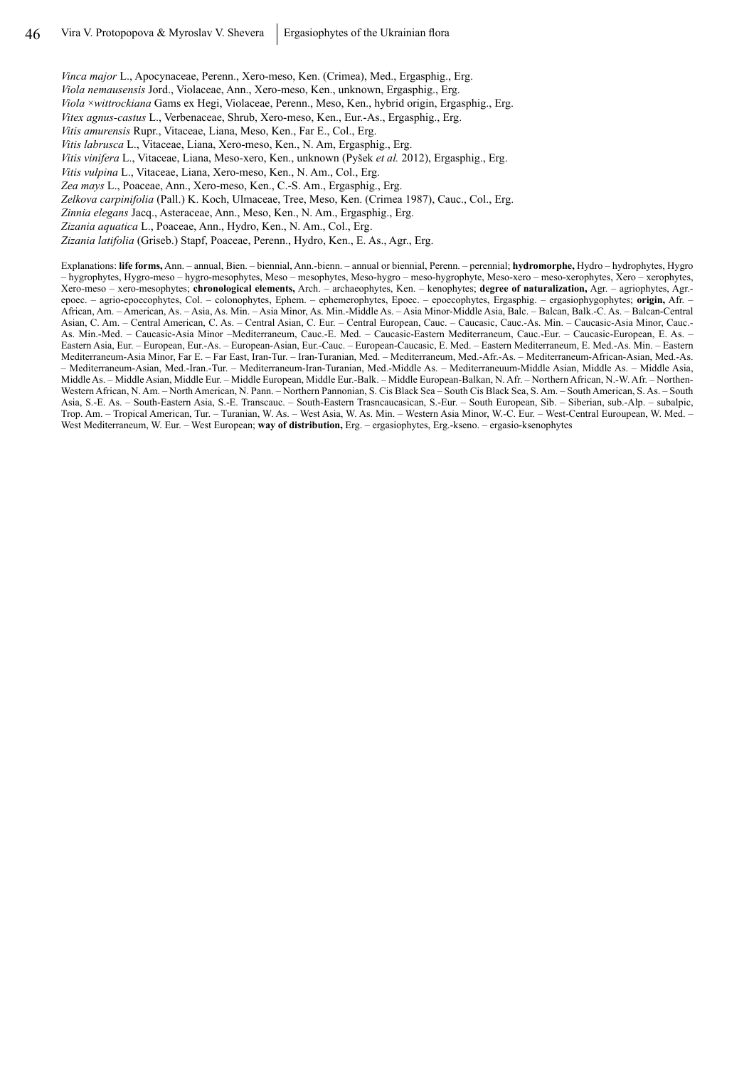*Vinca major* L., Apocynaceae, Perenn., Xero-meso, Ken. (Crimea), Med., Ergasphig., Erg.
*Viola nemausensis* Jord., Violaceae, Ann., Xero-meso, Ken., unknown, Ergasphig., Erg.
*Viola ×wittrockiana* Gams ex Hegi, Violaceae, Perenn., Meso, Ken., hybrid origin, Ergasphig., Erg.
*Vitex agnus-castus* L., Verbenaceae, Shrub, Xero-meso, Ken., Eur.-As., Ergasphig., Erg.
*Vitis amurensis* Rupr., Vitaceae, Liana, Meso, Ken., Far E., Col., Erg.
*Vitis labrusca* L., Vitaceae, Liana, Xero-meso, Ken., N. Am, Ergasphig., Erg.
*Vitis vinifera* L., Vitaceae, Liana, Meso-xero, Ken., unknown (Pyšek *et al.* 2012), Ergasphig., Erg.
*Vitis vulpina* L., Vitaceae, Liana, Xero-meso, Ken., N. Am., Col., Erg.
*Zea mays* L., Poaceae, Ann., Xero-meso, Ken., C.-S. Am., Ergasphig., Erg.
*Zelkova carpinifolia* (Pall.) K. Koch, Ulmaceae, Tree, Meso, Ken. (Crimea 1987), Cauc., Col., Erg.
*Zinnia elegans* Jacq., Asteraceae, Ann., Meso, Ken., N. Am., Ergasphig., Erg.
*Zizania aquatica* L., Poaceae, Ann., Hydro, Ken., N. Am., Col., Erg.
*Zizania latifolia* (Griseb.) Stapf, Poaceae, Perenn., Hydro, Ken., E. As., Agr., Erg.

Explanations: **life forms,** Ann. – annual, Bien. – biennial, Ann.-bienn. – annual or biennial, Perenn. – perennial; **hydromorphe,** Hydro – hydrophytes, Hygro – hygrophytes, Hygro-meso – hygro-mesophytes, Meso – mesophytes, Meso-hygro – meso-hygrophyte, Meso-xero – meso-xerophytes, Xero – xerophytes, Xero-meso – xero-mesophytes; **chronological elements,** Arch. – archaeophytes, Ken. – kenophytes; **degree of naturalization,** Agr. – agriophytes, Agr.-epoec. – agrio-epoecophytes, Col. – colonophytes, Ephem. – ephemerophytes, Epoec. – epoecophytes, Ergasphig. – ergasiophygophytes; **origin,** Afr. – African, Am. – American, As. – Asia, As. Min. – Asia Minor, As. Min.-Middle As. – Asia Minor-Middle Asia, Balc. – Balcan, Balk.-C. As. – Balcan-Central Asian, C. Am. – Central American, C. As. – Central Asian, C. Eur. – Central European, Cauc. – Caucasic, Cauc.-As. Min. – Caucasic-Asia Minor, Cauc.-As. Min.-Med. – Caucasic-Asia Minor –Mediterraneum, Cauc.-E. Med. – Caucasic-Eastern Mediterraneum, Cauc.-Eur. – Caucasic-European, E. As. – Eastern Asia, Eur. – European, Eur.-As. – European-Asian, Eur.-Cauc. – European-Caucasic, E. Med. – Eastern Mediterraneum, E. Med.-As. Min. – Eastern Mediterraneum-Asia Minor, Far E. – Far East, Iran-Tur. – Iran-Turanian, Med. – Mediterraneum, Med.-Afr.-As. – Mediterraneum-African-Asian, Med.-As. – Mediterraneum-Asian, Med.-Iran.-Tur. – Mediterraneum-Iran-Turanian, Med.-Middle As. – Mediterraneuum-Middle Asian, Middle As. – Middle Asia, Middle As. – Middle Asian, Middle Eur. – Middle European, Middle Eur.-Balk. – Middle European-Balkan, N. Afr. – Northern African, N.-W. Afr. – Northen-Western African, N. Am. – North American, N. Pann. – Northern Pannonian, S. Cis Black Sea – South Cis Black Sea, S. Am. – South American, S. As. – South Asia, S.-E. As. – South-Eastern Asia, S.-E. Transcauc. – South-Eastern Trasncaucasican, S.-Eur. – South European, Sib. – Siberian, sub.-Alp. – subalpic, Trop. Am. – Tropical American, Tur. – Turanian, W. As. – West Asia, W. As. Min. – Western Asia Minor, W.-C. Eur. – West-Central Euroupean, W. Med. – West Mediterraneum, W. Eur. – West European; **way of distribution,** Erg. – ergasiophytes, Erg.-kseno. – ergasio-ksenophytes